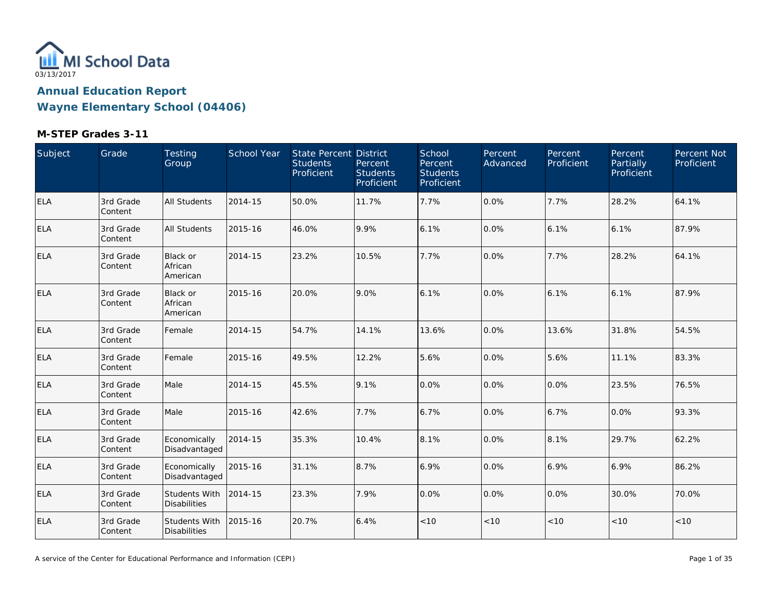MI School Data

03/13/2017

# Annual Education Report

# Wayne Elementary School (04406)

### M-STEP Grades 3-11

| Subject | Grade | Testing Group | School Year | State Percent Students Proficient | District Percent Students Proficient | School Percent Students Proficient | Percent Advanced | Percent Proficient | Percent Partially Proficient | Percent Not Proficient |
|---|---|---|---|---|---|---|---|---|---|---|
| ELA | 3rd Grade Content | All Students | 2014-15 | 50.0% | 11.7% | 7.7% | 0.0% | 7.7% | 28.2% | 64.1% |
| ELA | 3rd Grade Content | All Students | 2015-16 | 46.0% | 9.9% | 6.1% | 0.0% | 6.1% | 6.1% | 87.9% |
| ELA | 3rd Grade Content | Black or African American | 2014-15 | 23.2% | 10.5% | 7.7% | 0.0% | 7.7% | 28.2% | 64.1% |
| ELA | 3rd Grade Content | Black or African American | 2015-16 | 20.0% | 9.0% | 6.1% | 0.0% | 6.1% | 6.1% | 87.9% |
| ELA | 3rd Grade Content | Female | 2014-15 | 54.7% | 14.1% | 13.6% | 0.0% | 13.6% | 31.8% | 54.5% |
| ELA | 3rd Grade Content | Female | 2015-16 | 49.5% | 12.2% | 5.6% | 0.0% | 5.6% | 11.1% | 83.3% |
| ELA | 3rd Grade Content | Male | 2014-15 | 45.5% | 9.1% | 0.0% | 0.0% | 0.0% | 23.5% | 76.5% |
| ELA | 3rd Grade Content | Male | 2015-16 | 42.6% | 7.7% | 6.7% | 0.0% | 6.7% | 0.0% | 93.3% |
| ELA | 3rd Grade Content | Economically Disadvantaged | 2014-15 | 35.3% | 10.4% | 8.1% | 0.0% | 8.1% | 29.7% | 62.2% |
| ELA | 3rd Grade Content | Economically Disadvantaged | 2015-16 | 31.1% | 8.7% | 6.9% | 0.0% | 6.9% | 6.9% | 86.2% |
| ELA | 3rd Grade Content | Students With Disabilities | 2014-15 | 23.3% | 7.9% | 0.0% | 0.0% | 0.0% | 30.0% | 70.0% |
| ELA | 3rd Grade Content | Students With Disabilities | 2015-16 | 20.7% | 6.4% | <10 | <10 | <10 | <10 | <10 |

A service of the Center for Educational Performance and Information (CEPI)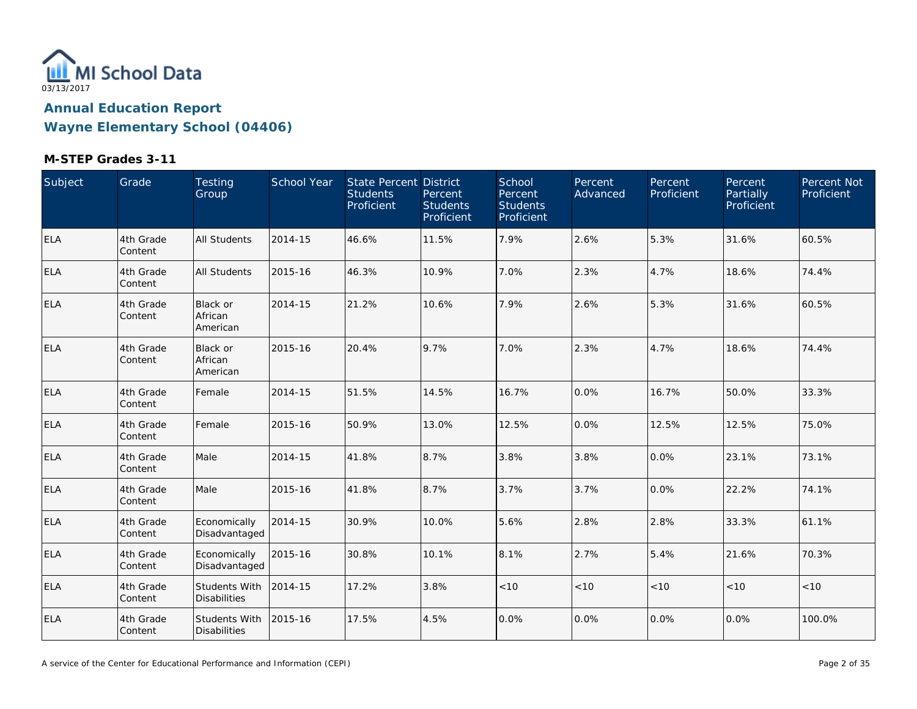MI School Data
03/13/2017

## Annual Education Report
## Wayne Elementary School (04406)

### M-STEP Grades 3-11

| Subject | Grade | Testing Group | School Year | State Percent Students Proficient | District Percent Students Proficient | School Percent Students Proficient | Percent Advanced | Percent Proficient | Percent Partially Proficient | Percent Not Proficient |
|---|---|---|---|---|---|---|---|---|---|---|
| ELA | 4th Grade Content | All Students | 2014-15 | 46.6% | 11.5% | 7.9% | 2.6% | 5.3% | 31.6% | 60.5% |
| ELA | 4th Grade Content | All Students | 2015-16 | 46.3% | 10.9% | 7.0% | 2.3% | 4.7% | 18.6% | 74.4% |
| ELA | 4th Grade Content | Black or African American | 2014-15 | 21.2% | 10.6% | 7.9% | 2.6% | 5.3% | 31.6% | 60.5% |
| ELA | 4th Grade Content | Black or African American | 2015-16 | 20.4% | 9.7% | 7.0% | 2.3% | 4.7% | 18.6% | 74.4% |
| ELA | 4th Grade Content | Female | 2014-15 | 51.5% | 14.5% | 16.7% | 0.0% | 16.7% | 50.0% | 33.3% |
| ELA | 4th Grade Content | Female | 2015-16 | 50.9% | 13.0% | 12.5% | 0.0% | 12.5% | 12.5% | 75.0% |
| ELA | 4th Grade Content | Male | 2014-15 | 41.8% | 8.7% | 3.8% | 3.8% | 0.0% | 23.1% | 73.1% |
| ELA | 4th Grade Content | Male | 2015-16 | 41.8% | 8.7% | 3.7% | 3.7% | 0.0% | 22.2% | 74.1% |
| ELA | 4th Grade Content | Economically Disadvantaged | 2014-15 | 30.9% | 10.0% | 5.6% | 2.8% | 2.8% | 33.3% | 61.1% |
| ELA | 4th Grade Content | Economically Disadvantaged | 2015-16 | 30.8% | 10.1% | 8.1% | 2.7% | 5.4% | 21.6% | 70.3% |
| ELA | 4th Grade Content | Students With Disabilities | 2014-15 | 17.2% | 3.8% | <10 | <10 | <10 | <10 | <10 |
| ELA | 4th Grade Content | Students With Disabilities | 2015-16 | 17.5% | 4.5% | 0.0% | 0.0% | 0.0% | 0.0% | 100.0% |

A service of the Center for Educational Performance and Information (CEPI)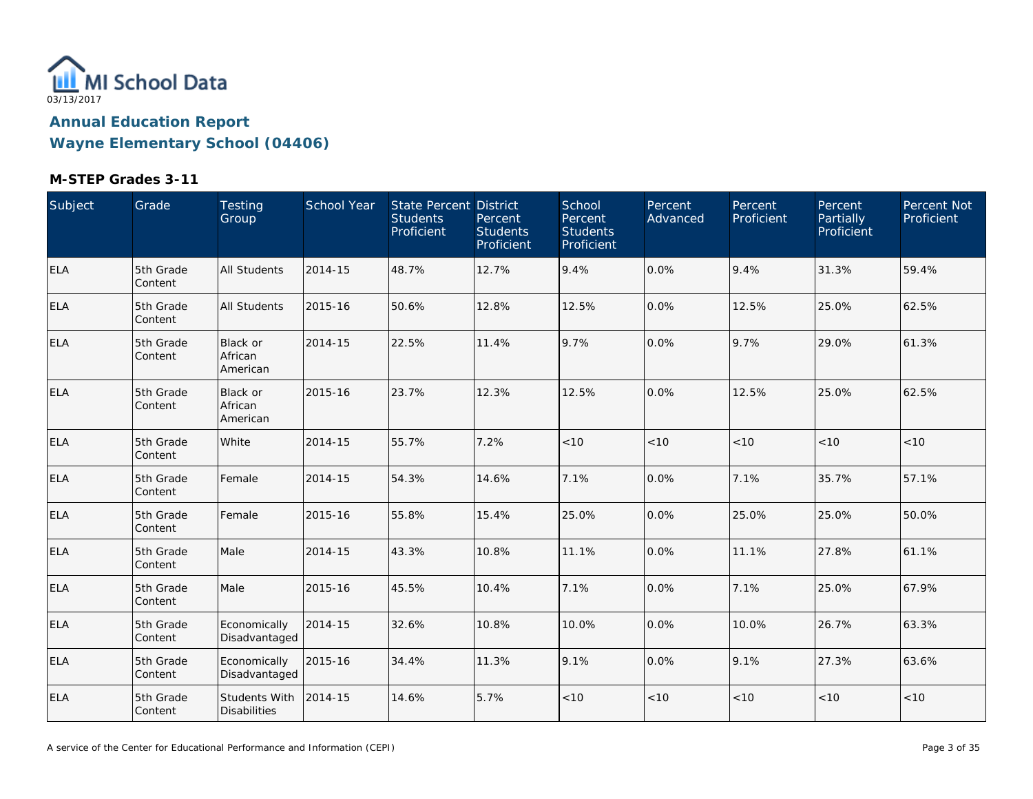MI School Data

03/13/2017

## Annual Education Report

## Wayne Elementary School (04406)

### M-STEP Grades 3-11

| Subject | Grade | Testing Group | School Year | State Percent Students Proficient | District Percent Students Proficient | School Percent Students Proficient | Percent Advanced | Percent Proficient | Percent Partially Proficient | Percent Not Proficient |
|---|---|---|---|---|---|---|---|---|---|---|
| ELA | 5th Grade Content | All Students | 2014-15 | 48.7% | 12.7% | 9.4% | 0.0% | 9.4% | 31.3% | 59.4% |
| ELA | 5th Grade Content | All Students | 2015-16 | 50.6% | 12.8% | 12.5% | 0.0% | 12.5% | 25.0% | 62.5% |
| ELA | 5th Grade Content | Black or African American | 2014-15 | 22.5% | 11.4% | 9.7% | 0.0% | 9.7% | 29.0% | 61.3% |
| ELA | 5th Grade Content | Black or African American | 2015-16 | 23.7% | 12.3% | 12.5% | 0.0% | 12.5% | 25.0% | 62.5% |
| ELA | 5th Grade Content | White | 2014-15 | 55.7% | 7.2% | <10 | <10 | <10 | <10 | <10 |
| ELA | 5th Grade Content | Female | 2014-15 | 54.3% | 14.6% | 7.1% | 0.0% | 7.1% | 35.7% | 57.1% |
| ELA | 5th Grade Content | Female | 2015-16 | 55.8% | 15.4% | 25.0% | 0.0% | 25.0% | 25.0% | 50.0% |
| ELA | 5th Grade Content | Male | 2014-15 | 43.3% | 10.8% | 11.1% | 0.0% | 11.1% | 27.8% | 61.1% |
| ELA | 5th Grade Content | Male | 2015-16 | 45.5% | 10.4% | 7.1% | 0.0% | 7.1% | 25.0% | 67.9% |
| ELA | 5th Grade Content | Economically Disadvantaged | 2014-15 | 32.6% | 10.8% | 10.0% | 0.0% | 10.0% | 26.7% | 63.3% |
| ELA | 5th Grade Content | Economically Disadvantaged | 2015-16 | 34.4% | 11.3% | 9.1% | 0.0% | 9.1% | 27.3% | 63.6% |
| ELA | 5th Grade Content | Students With Disabilities | 2014-15 | 14.6% | 5.7% | <10 | <10 | <10 | <10 | <10 |

A service of the Center for Educational Performance and Information (CEPI)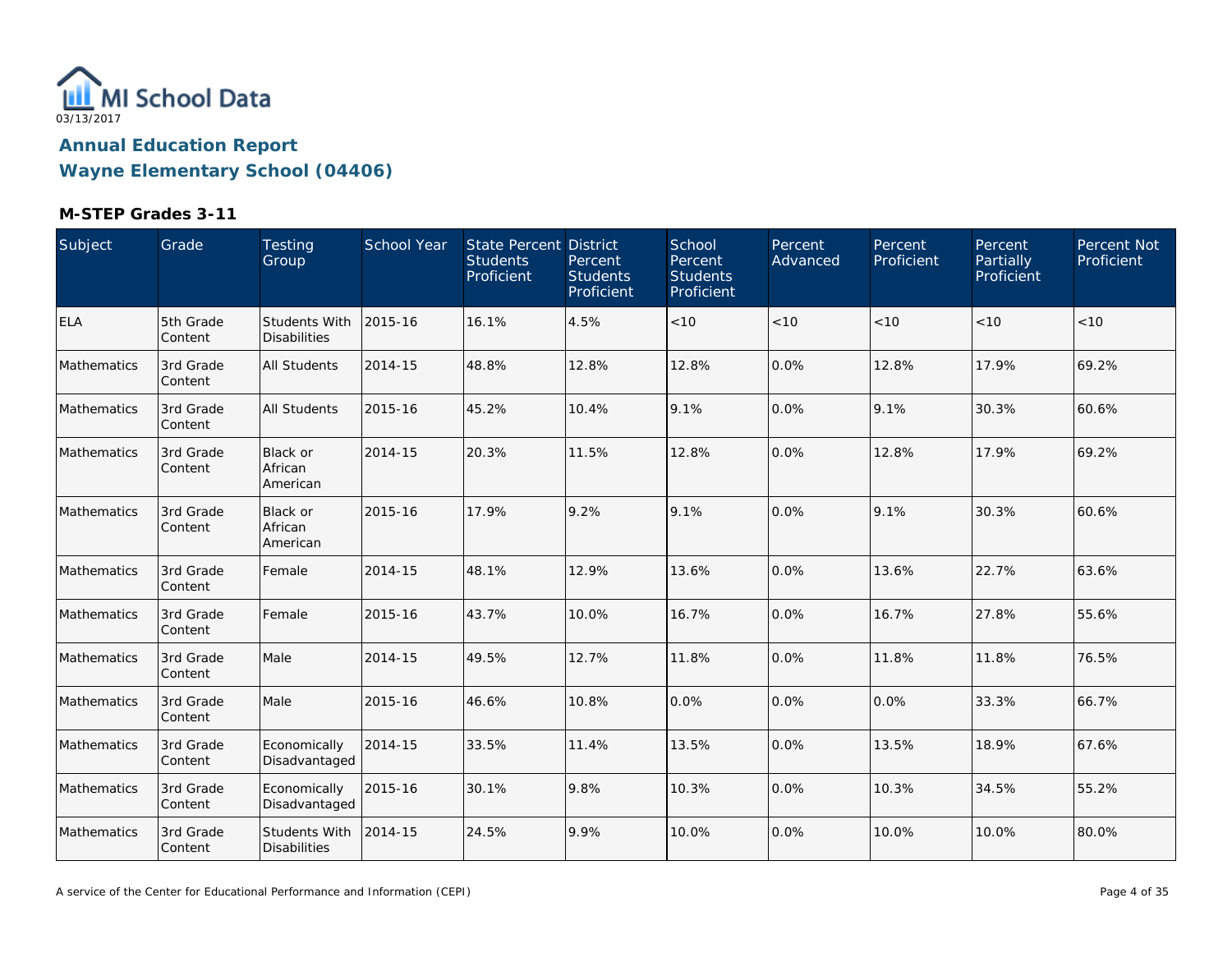MI School Data

03/13/2017

# Annual Education Report

# Wayne Elementary School (04406)

### M-STEP Grades 3-11

| Subject | Grade | Testing Group | School Year | State Percent Students Proficient | District Percent Students Proficient | School Percent Students Proficient | Percent Advanced | Percent Proficient | Percent Partially Proficient | Percent Not Proficient |
|---|---|---|---|---|---|---|---|---|---|---|
| ELA | 5th Grade Content | Students With Disabilities | 2015-16 | 16.1% | 4.5% | <10 | <10 | <10 | <10 | <10 |
| Mathematics | 3rd Grade Content | All Students | 2014-15 | 48.8% | 12.8% | 12.8% | 0.0% | 12.8% | 17.9% | 69.2% |
| Mathematics | 3rd Grade Content | All Students | 2015-16 | 45.2% | 10.4% | 9.1% | 0.0% | 9.1% | 30.3% | 60.6% |
| Mathematics | 3rd Grade Content | Black or African American | 2014-15 | 20.3% | 11.5% | 12.8% | 0.0% | 12.8% | 17.9% | 69.2% |
| Mathematics | 3rd Grade Content | Black or African American | 2015-16 | 17.9% | 9.2% | 9.1% | 0.0% | 9.1% | 30.3% | 60.6% |
| Mathematics | 3rd Grade Content | Female | 2014-15 | 48.1% | 12.9% | 13.6% | 0.0% | 13.6% | 22.7% | 63.6% |
| Mathematics | 3rd Grade Content | Female | 2015-16 | 43.7% | 10.0% | 16.7% | 0.0% | 16.7% | 27.8% | 55.6% |
| Mathematics | 3rd Grade Content | Male | 2014-15 | 49.5% | 12.7% | 11.8% | 0.0% | 11.8% | 11.8% | 76.5% |
| Mathematics | 3rd Grade Content | Male | 2015-16 | 46.6% | 10.8% | 0.0% | 0.0% | 0.0% | 33.3% | 66.7% |
| Mathematics | 3rd Grade Content | Economically Disadvantaged | 2014-15 | 33.5% | 11.4% | 13.5% | 0.0% | 13.5% | 18.9% | 67.6% |
| Mathematics | 3rd Grade Content | Economically Disadvantaged | 2015-16 | 30.1% | 9.8% | 10.3% | 0.0% | 10.3% | 34.5% | 55.2% |
| Mathematics | 3rd Grade Content | Students With Disabilities | 2014-15 | 24.5% | 9.9% | 10.0% | 0.0% | 10.0% | 10.0% | 80.0% |

A service of the Center for Educational Performance and Information (CEPI)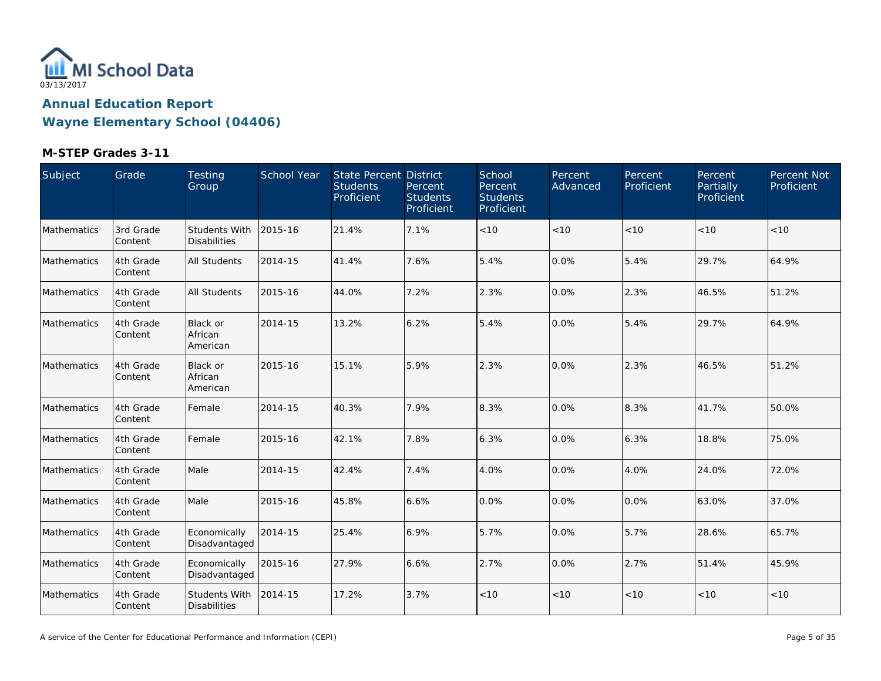MI School Data

03/13/2017

# Annual Education Report

## Wayne Elementary School (04406)

### M-STEP Grades 3-11

| Subject | Grade | Testing Group | School Year | State Percent Students Proficient | District Percent Students Proficient | School Percent Students Proficient | Percent Advanced | Percent Proficient | Percent Partially Proficient | Percent Not Proficient |
|---|---|---|---|---|---|---|---|---|---|---|
| Mathematics | 3rd Grade Content | Students With Disabilities | 2015-16 | 21.4% | 7.1% | <10 | <10 | <10 | <10 | <10 |
| Mathematics | 4th Grade Content | All Students | 2014-15 | 41.4% | 7.6% | 5.4% | 0.0% | 5.4% | 29.7% | 64.9% |
| Mathematics | 4th Grade Content | All Students | 2015-16 | 44.0% | 7.2% | 2.3% | 0.0% | 2.3% | 46.5% | 51.2% |
| Mathematics | 4th Grade Content | Black or African American | 2014-15 | 13.2% | 6.2% | 5.4% | 0.0% | 5.4% | 29.7% | 64.9% |
| Mathematics | 4th Grade Content | Black or African American | 2015-16 | 15.1% | 5.9% | 2.3% | 0.0% | 2.3% | 46.5% | 51.2% |
| Mathematics | 4th Grade Content | Female | 2014-15 | 40.3% | 7.9% | 8.3% | 0.0% | 8.3% | 41.7% | 50.0% |
| Mathematics | 4th Grade Content | Female | 2015-16 | 42.1% | 7.8% | 6.3% | 0.0% | 6.3% | 18.8% | 75.0% |
| Mathematics | 4th Grade Content | Male | 2014-15 | 42.4% | 7.4% | 4.0% | 0.0% | 4.0% | 24.0% | 72.0% |
| Mathematics | 4th Grade Content | Male | 2015-16 | 45.8% | 6.6% | 0.0% | 0.0% | 0.0% | 63.0% | 37.0% |
| Mathematics | 4th Grade Content | Economically Disadvantaged | 2014-15 | 25.4% | 6.9% | 5.7% | 0.0% | 5.7% | 28.6% | 65.7% |
| Mathematics | 4th Grade Content | Economically Disadvantaged | 2015-16 | 27.9% | 6.6% | 2.7% | 0.0% | 2.7% | 51.4% | 45.9% |
| Mathematics | 4th Grade Content | Students With Disabilities | 2014-15 | 17.2% | 3.7% | <10 | <10 | <10 | <10 | <10 |

A service of the Center for Educational Performance and Information (CEPI)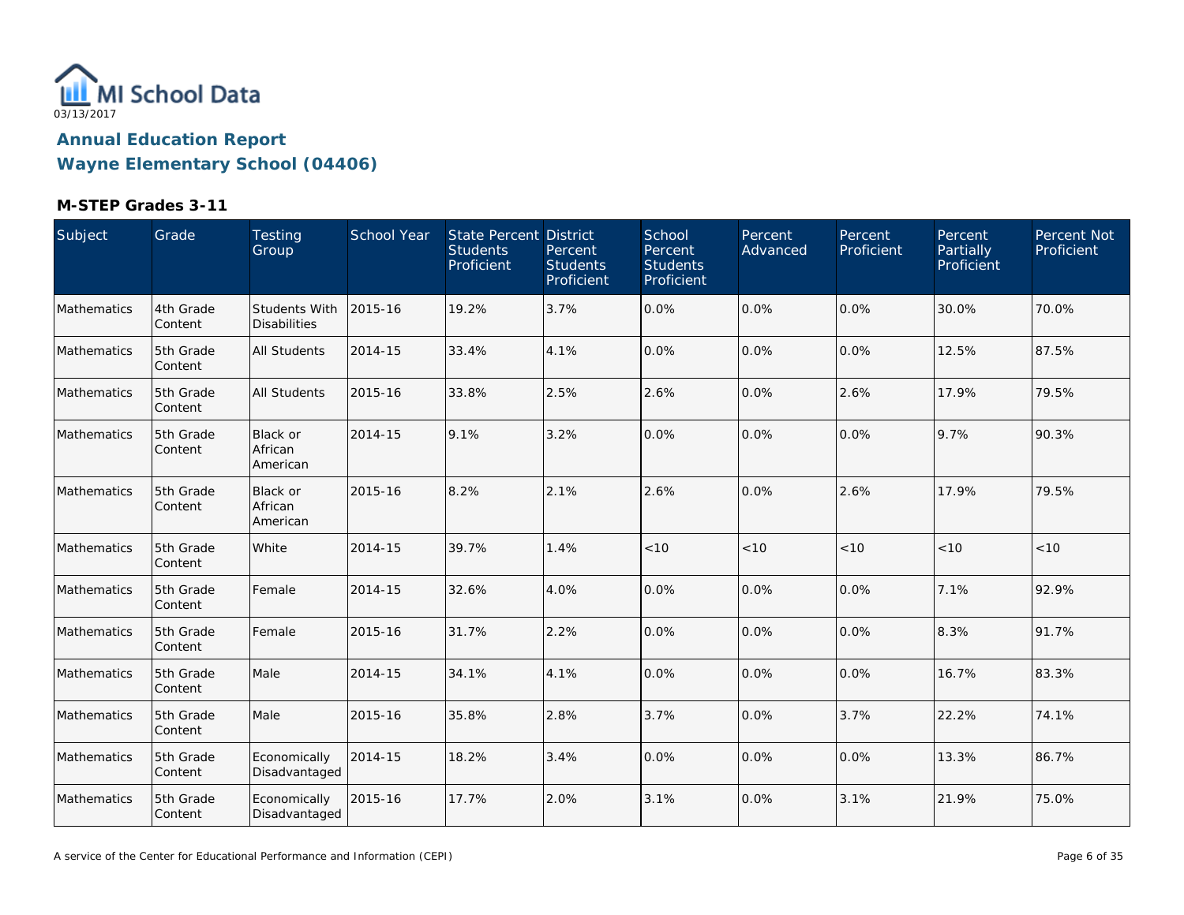MI School Data
03/13/2017

# Annual Education Report
# Wayne Elementary School (04406)

### M-STEP Grades 3-11

| Subject | Grade | Testing Group | School Year | State Percent Students Proficient | District Percent Students Proficient | School Percent Students Proficient | Percent Advanced | Percent Proficient | Percent Partially Proficient | Percent Not Proficient |
|---|---|---|---|---|---|---|---|---|---|---|
| Mathematics | 4th Grade Content | Students With Disabilities | 2015-16 | 19.2% | 3.7% | 0.0% | 0.0% | 0.0% | 30.0% | 70.0% |
| Mathematics | 5th Grade Content | All Students | 2014-15 | 33.4% | 4.1% | 0.0% | 0.0% | 0.0% | 12.5% | 87.5% |
| Mathematics | 5th Grade Content | All Students | 2015-16 | 33.8% | 2.5% | 2.6% | 0.0% | 2.6% | 17.9% | 79.5% |
| Mathematics | 5th Grade Content | Black or African American | 2014-15 | 9.1% | 3.2% | 0.0% | 0.0% | 0.0% | 9.7% | 90.3% |
| Mathematics | 5th Grade Content | Black or African American | 2015-16 | 8.2% | 2.1% | 2.6% | 0.0% | 2.6% | 17.9% | 79.5% |
| Mathematics | 5th Grade Content | White | 2014-15 | 39.7% | 1.4% | <10 | <10 | <10 | <10 | <10 |
| Mathematics | 5th Grade Content | Female | 2014-15 | 32.6% | 4.0% | 0.0% | 0.0% | 0.0% | 7.1% | 92.9% |
| Mathematics | 5th Grade Content | Female | 2015-16 | 31.7% | 2.2% | 0.0% | 0.0% | 0.0% | 8.3% | 91.7% |
| Mathematics | 5th Grade Content | Male | 2014-15 | 34.1% | 4.1% | 0.0% | 0.0% | 0.0% | 16.7% | 83.3% |
| Mathematics | 5th Grade Content | Male | 2015-16 | 35.8% | 2.8% | 3.7% | 0.0% | 3.7% | 22.2% | 74.1% |
| Mathematics | 5th Grade Content | Economically Disadvantaged | 2014-15 | 18.2% | 3.4% | 0.0% | 0.0% | 0.0% | 13.3% | 86.7% |
| Mathematics | 5th Grade Content | Economically Disadvantaged | 2015-16 | 17.7% | 2.0% | 3.1% | 0.0% | 3.1% | 21.9% | 75.0% |

A service of the Center for Educational Performance and Information (CEPI)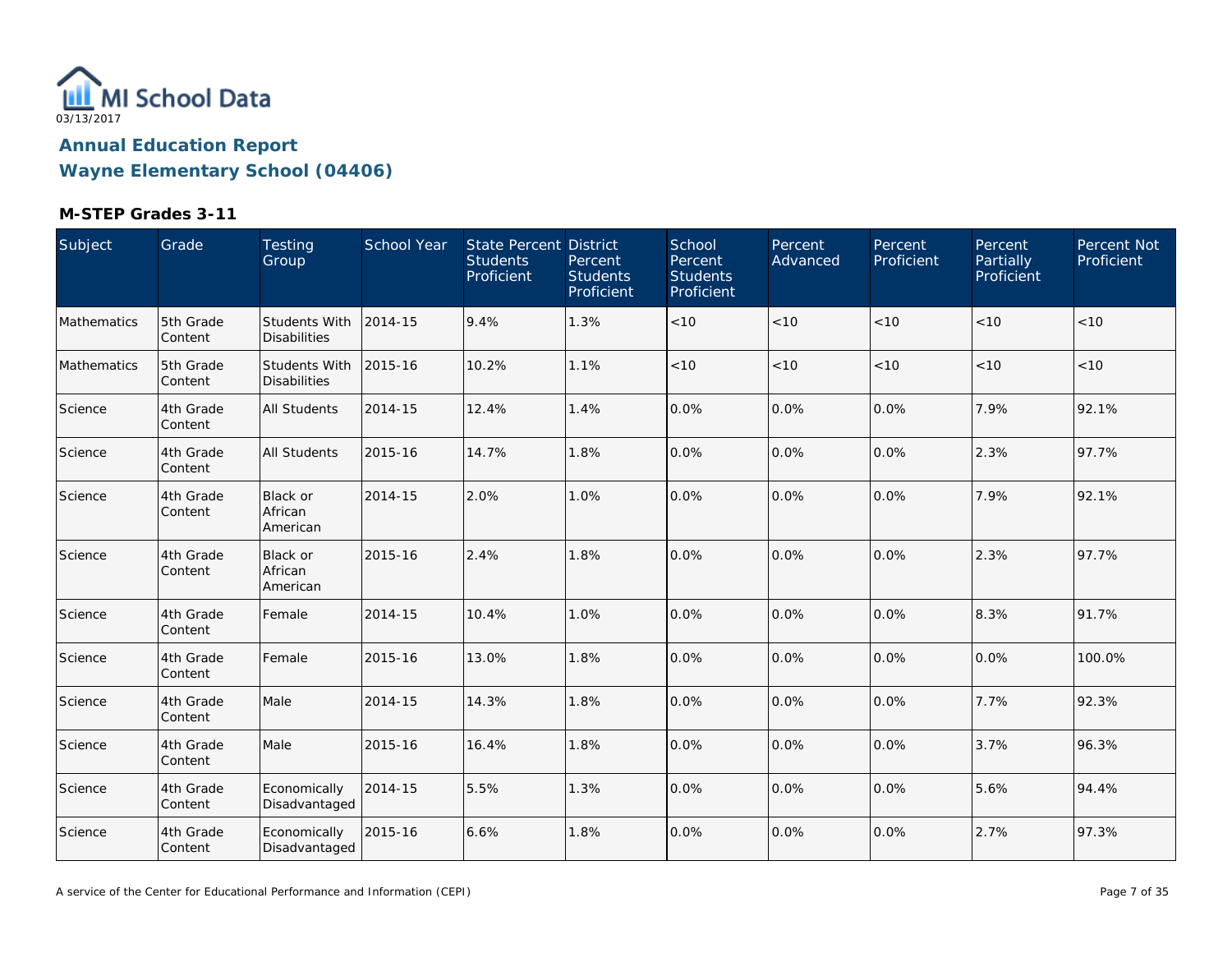MI School Data

03/13/2017

## Annual Education Report
## Wayne Elementary School (04406)

### M-STEP Grades 3-11

| Subject | Grade | Testing Group | School Year | State Percent Students Proficient | District Percent Students Proficient | School Percent Students Proficient | Percent Advanced | Percent Proficient | Percent Partially Proficient | Percent Not Proficient |
|---|---|---|---|---|---|---|---|---|---|---|
| Mathematics | 5th Grade Content | Students With Disabilities | 2014-15 | 9.4% | 1.3% | <10 | <10 | <10 | <10 | <10 |
| Mathematics | 5th Grade Content | Students With Disabilities | 2015-16 | 10.2% | 1.1% | <10 | <10 | <10 | <10 | <10 |
| Science | 4th Grade Content | All Students | 2014-15 | 12.4% | 1.4% | 0.0% | 0.0% | 0.0% | 7.9% | 92.1% |
| Science | 4th Grade Content | All Students | 2015-16 | 14.7% | 1.8% | 0.0% | 0.0% | 0.0% | 2.3% | 97.7% |
| Science | 4th Grade Content | Black or African American | 2014-15 | 2.0% | 1.0% | 0.0% | 0.0% | 0.0% | 7.9% | 92.1% |
| Science | 4th Grade Content | Black or African American | 2015-16 | 2.4% | 1.8% | 0.0% | 0.0% | 0.0% | 2.3% | 97.7% |
| Science | 4th Grade Content | Female | 2014-15 | 10.4% | 1.0% | 0.0% | 0.0% | 0.0% | 8.3% | 91.7% |
| Science | 4th Grade Content | Female | 2015-16 | 13.0% | 1.8% | 0.0% | 0.0% | 0.0% | 0.0% | 100.0% |
| Science | 4th Grade Content | Male | 2014-15 | 14.3% | 1.8% | 0.0% | 0.0% | 0.0% | 7.7% | 92.3% |
| Science | 4th Grade Content | Male | 2015-16 | 16.4% | 1.8% | 0.0% | 0.0% | 0.0% | 3.7% | 96.3% |
| Science | 4th Grade Content | Economically Disadvantaged | 2014-15 | 5.5% | 1.3% | 0.0% | 0.0% | 0.0% | 5.6% | 94.4% |
| Science | 4th Grade Content | Economically Disadvantaged | 2015-16 | 6.6% | 1.8% | 0.0% | 0.0% | 0.0% | 2.7% | 97.3% |

A service of the Center for Educational Performance and Information (CEPI)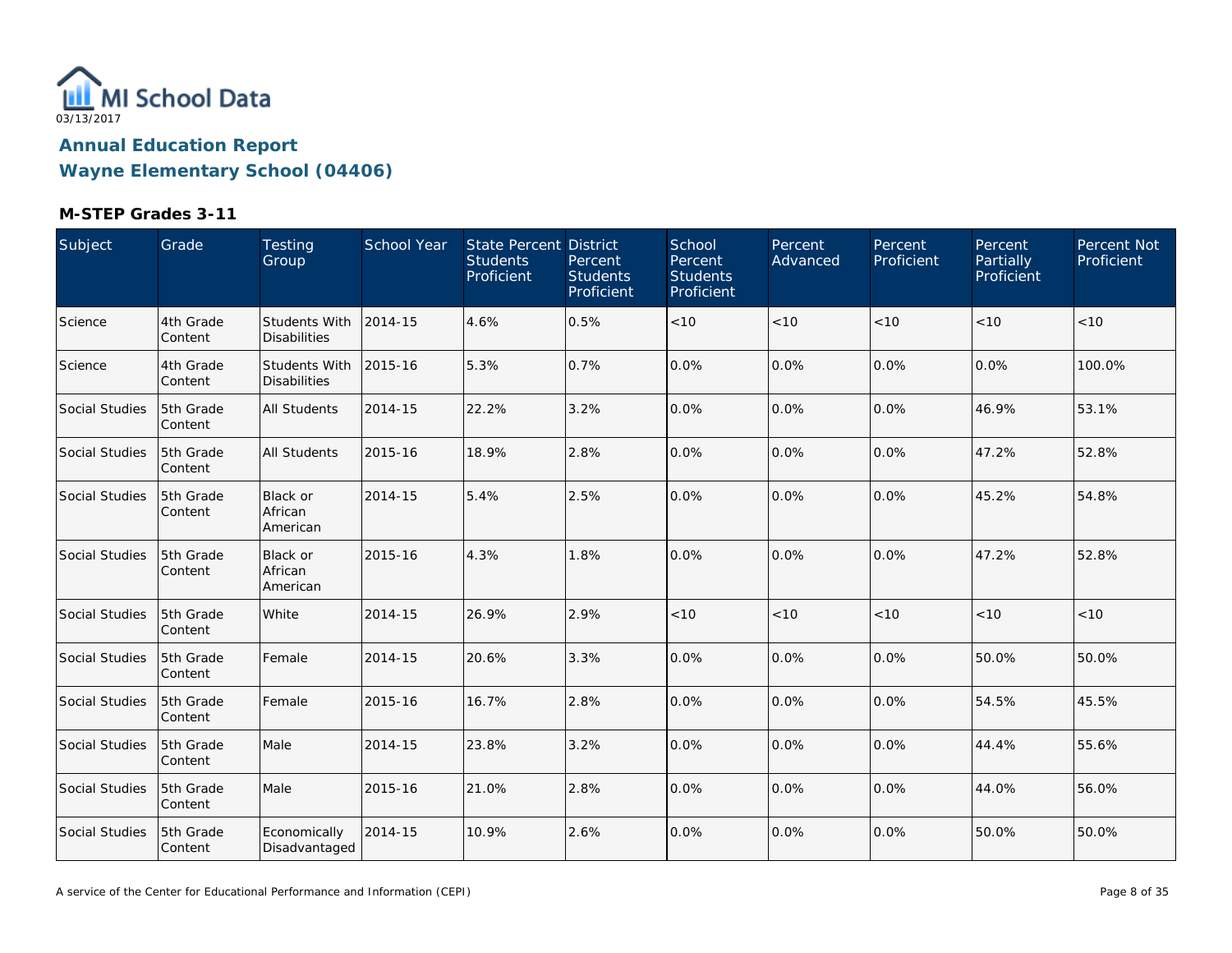MI School Data
03/13/2017

# Annual Education Report

## Wayne Elementary School (04406)

### M-STEP Grades 3-11

| Subject | Grade | Testing Group | School Year | State Percent Students Proficient | District Percent Students Proficient | School Percent Students Proficient | Percent Advanced | Percent Proficient | Percent Partially Proficient | Percent Not Proficient |
|---|---|---|---|---|---|---|---|---|---|---|
| Science | 4th Grade Content | Students With Disabilities | 2014-15 | 4.6% | 0.5% | <10 | <10 | <10 | <10 | <10 |
| Science | 4th Grade Content | Students With Disabilities | 2015-16 | 5.3% | 0.7% | 0.0% | 0.0% | 0.0% | 0.0% | 100.0% |
| Social Studies | 5th Grade Content | All Students | 2014-15 | 22.2% | 3.2% | 0.0% | 0.0% | 0.0% | 46.9% | 53.1% |
| Social Studies | 5th Grade Content | All Students | 2015-16 | 18.9% | 2.8% | 0.0% | 0.0% | 0.0% | 47.2% | 52.8% |
| Social Studies | 5th Grade Content | Black or African American | 2014-15 | 5.4% | 2.5% | 0.0% | 0.0% | 0.0% | 45.2% | 54.8% |
| Social Studies | 5th Grade Content | Black or African American | 2015-16 | 4.3% | 1.8% | 0.0% | 0.0% | 0.0% | 47.2% | 52.8% |
| Social Studies | 5th Grade Content | White | 2014-15 | 26.9% | 2.9% | <10 | <10 | <10 | <10 | <10 |
| Social Studies | 5th Grade Content | Female | 2014-15 | 20.6% | 3.3% | 0.0% | 0.0% | 0.0% | 50.0% | 50.0% |
| Social Studies | 5th Grade Content | Female | 2015-16 | 16.7% | 2.8% | 0.0% | 0.0% | 0.0% | 54.5% | 45.5% |
| Social Studies | 5th Grade Content | Male | 2014-15 | 23.8% | 3.2% | 0.0% | 0.0% | 0.0% | 44.4% | 55.6% |
| Social Studies | 5th Grade Content | Male | 2015-16 | 21.0% | 2.8% | 0.0% | 0.0% | 0.0% | 44.0% | 56.0% |
| Social Studies | 5th Grade Content | Economically Disadvantaged | 2014-15 | 10.9% | 2.6% | 0.0% | 0.0% | 0.0% | 50.0% | 50.0% |

A service of the Center for Educational Performance and Information (CEPI)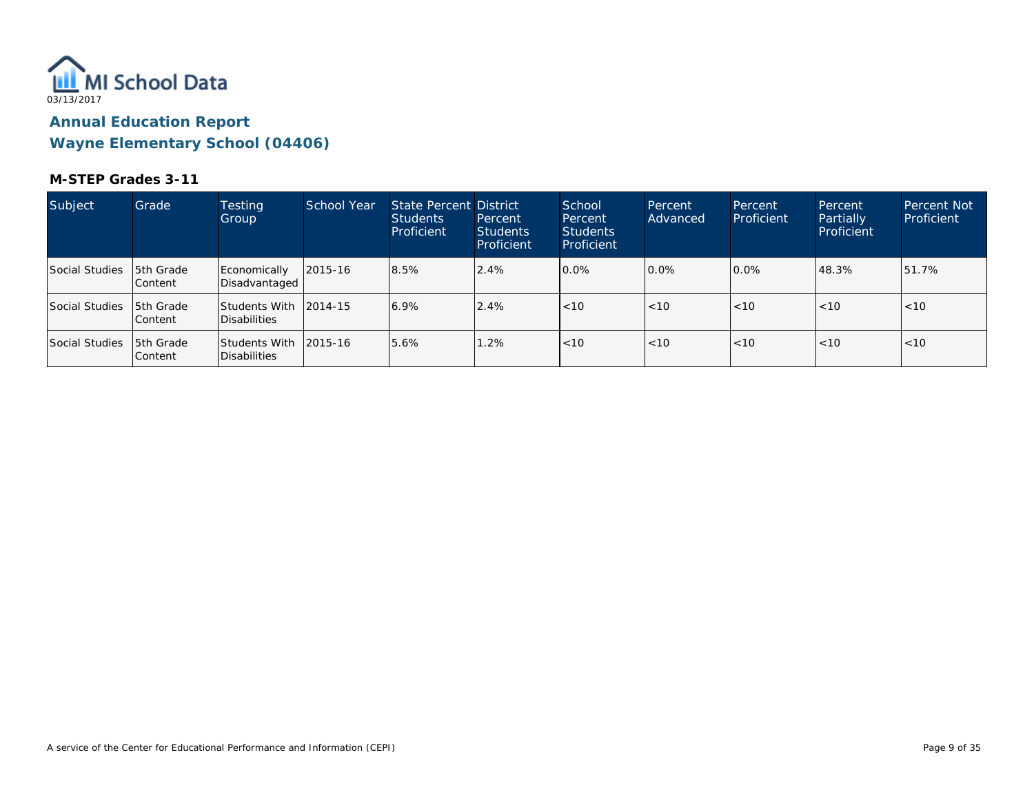MI School Data

03/13/2017

## Annual Education Report

## Wayne Elementary School (04406)

### M-STEP Grades 3-11

| Subject | Grade | Testing Group | School Year | State Percent Students Proficient | District Percent Students Proficient | School Percent Students Proficient | Percent Advanced | Percent Proficient | Percent Partially Proficient | Percent Not Proficient |
|---|---|---|---|---|---|---|---|---|---|---|
| Social Studies | 5th Grade Content | Economically Disadvantaged | 2015-16 | 8.5% | 2.4% | 0.0% | 0.0% | 0.0% | 48.3% | 51.7% |
| Social Studies | 5th Grade Content | Students With Disabilities | 2014-15 | 6.9% | 2.4% | <10 | <10 | <10 | <10 | <10 |
| Social Studies | 5th Grade Content | Students With Disabilities | 2015-16 | 5.6% | 1.2% | <10 | <10 | <10 | <10 | <10 |

A service of the Center for Educational Performance and Information (CEPI)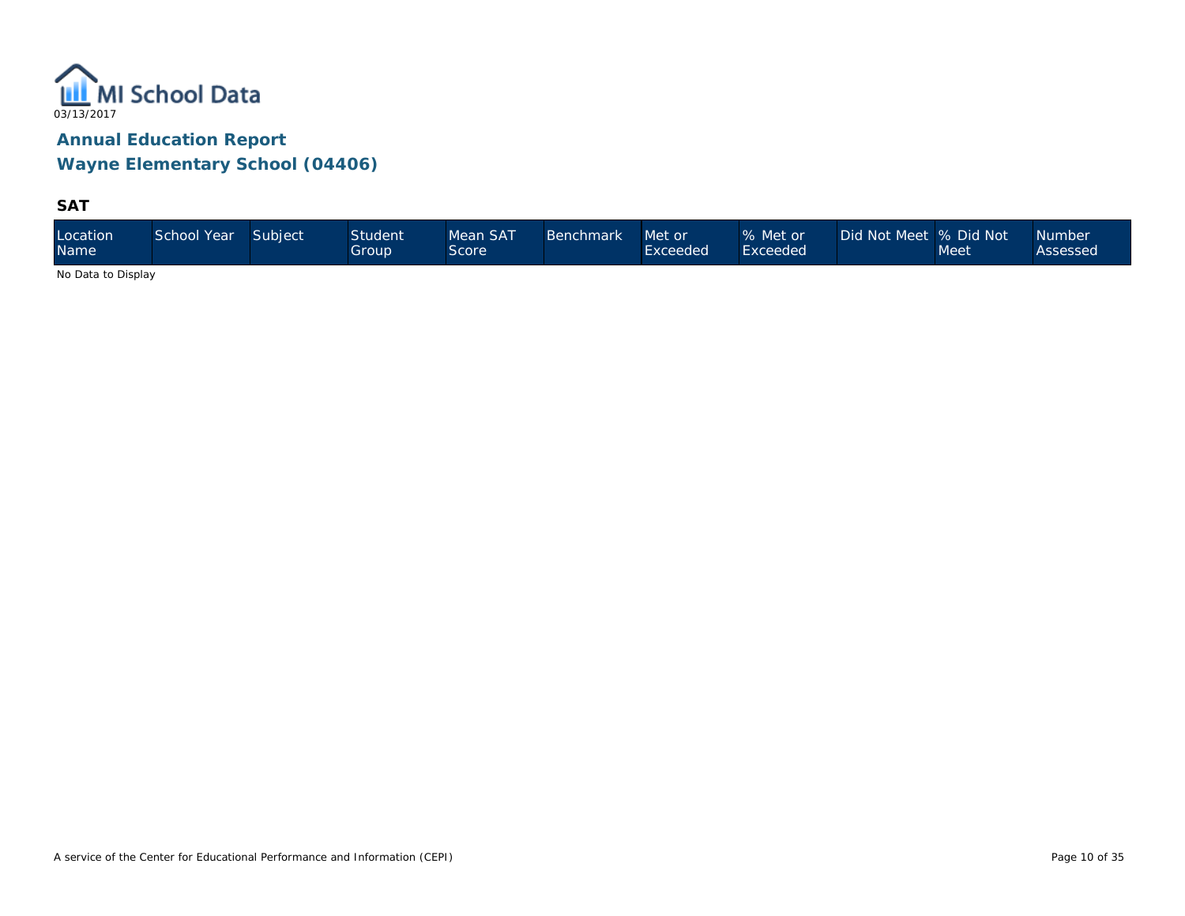MI School Data
03/13/2017

# Annual Education Report

## Wayne Elementary School (04406)

### SAT

| Location Name | School Year | Subject | Student Group | Mean SAT Score | Benchmark | Met or Exceeded | % Met or Exceeded | Did Not Meet | % Did Not Meet | Number Assessed |
|---|---|---|---|---|---|---|---|---|---|---|

No Data to Display

A service of the Center for Educational Performance and Information (CEPI)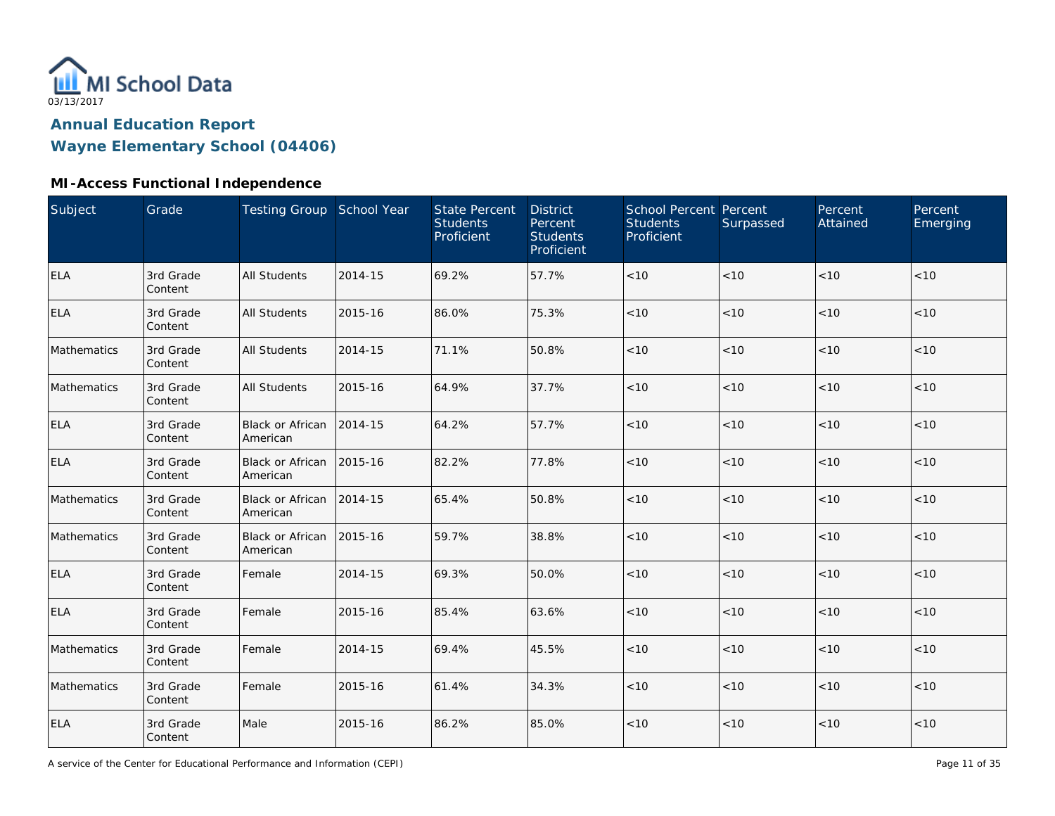MI School Data
03/13/2017

# Annual Education Report

## Wayne Elementary School (04406)

### MI-Access Functional Independence

| Subject | Grade | Testing Group | School Year | State Percent Students Proficient | District Percent Students Proficient | School Percent Students Proficient | Percent Surpassed | Percent Attained | Percent Emerging |
|---|---|---|---|---|---|---|---|---|---|
| ELA | 3rd Grade Content | All Students | 2014-15 | 69.2% | 57.7% | <10 | <10 | <10 | <10 |
| ELA | 3rd Grade Content | All Students | 2015-16 | 86.0% | 75.3% | <10 | <10 | <10 | <10 |
| Mathematics | 3rd Grade Content | All Students | 2014-15 | 71.1% | 50.8% | <10 | <10 | <10 | <10 |
| Mathematics | 3rd Grade Content | All Students | 2015-16 | 64.9% | 37.7% | <10 | <10 | <10 | <10 |
| ELA | 3rd Grade Content | Black or African American | 2014-15 | 64.2% | 57.7% | <10 | <10 | <10 | <10 |
| ELA | 3rd Grade Content | Black or African American | 2015-16 | 82.2% | 77.8% | <10 | <10 | <10 | <10 |
| Mathematics | 3rd Grade Content | Black or African American | 2014-15 | 65.4% | 50.8% | <10 | <10 | <10 | <10 |
| Mathematics | 3rd Grade Content | Black or African American | 2015-16 | 59.7% | 38.8% | <10 | <10 | <10 | <10 |
| ELA | 3rd Grade Content | Female | 2014-15 | 69.3% | 50.0% | <10 | <10 | <10 | <10 |
| ELA | 3rd Grade Content | Female | 2015-16 | 85.4% | 63.6% | <10 | <10 | <10 | <10 |
| Mathematics | 3rd Grade Content | Female | 2014-15 | 69.4% | 45.5% | <10 | <10 | <10 | <10 |
| Mathematics | 3rd Grade Content | Female | 2015-16 | 61.4% | 34.3% | <10 | <10 | <10 | <10 |
| ELA | 3rd Grade Content | Male | 2015-16 | 86.2% | 85.0% | <10 | <10 | <10 | <10 |

A service of the Center for Educational Performance and Information (CEPI)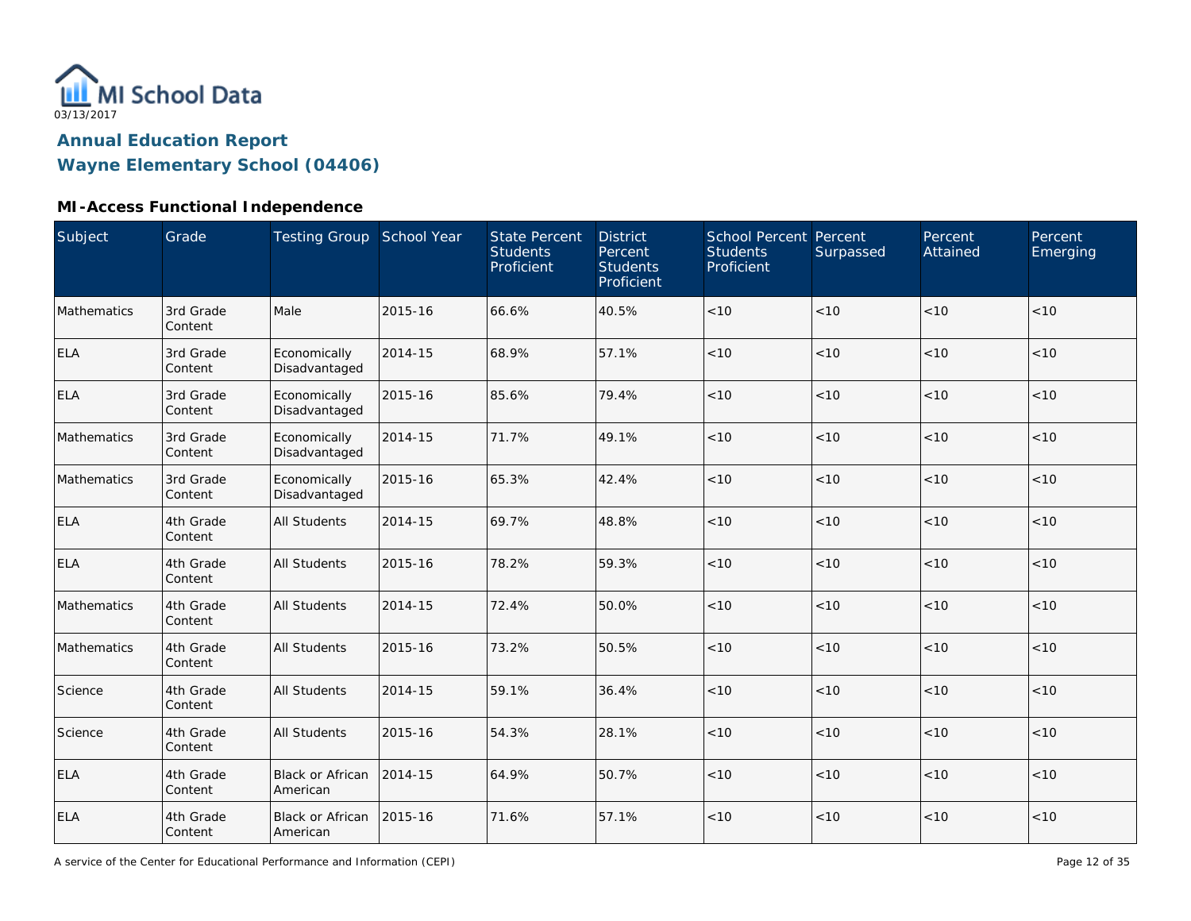MI School Data
03/13/2017

# Annual Education Report

## Wayne Elementary School (04406)

### MI-Access Functional Independence

| Subject | Grade | Testing Group | School Year | State Percent Students Proficient | District Percent Students Proficient | School Percent Students Proficient | Percent Surpassed | Percent Attained | Percent Emerging |
|---|---|---|---|---|---|---|---|---|---|
| Mathematics | 3rd Grade Content | Male | 2015-16 | 66.6% | 40.5% | <10 | <10 | <10 | <10 |
| ELA | 3rd Grade Content | Economically Disadvantaged | 2014-15 | 68.9% | 57.1% | <10 | <10 | <10 | <10 |
| ELA | 3rd Grade Content | Economically Disadvantaged | 2015-16 | 85.6% | 79.4% | <10 | <10 | <10 | <10 |
| Mathematics | 3rd Grade Content | Economically Disadvantaged | 2014-15 | 71.7% | 49.1% | <10 | <10 | <10 | <10 |
| Mathematics | 3rd Grade Content | Economically Disadvantaged | 2015-16 | 65.3% | 42.4% | <10 | <10 | <10 | <10 |
| ELA | 4th Grade Content | All Students | 2014-15 | 69.7% | 48.8% | <10 | <10 | <10 | <10 |
| ELA | 4th Grade Content | All Students | 2015-16 | 78.2% | 59.3% | <10 | <10 | <10 | <10 |
| Mathematics | 4th Grade Content | All Students | 2014-15 | 72.4% | 50.0% | <10 | <10 | <10 | <10 |
| Mathematics | 4th Grade Content | All Students | 2015-16 | 73.2% | 50.5% | <10 | <10 | <10 | <10 |
| Science | 4th Grade Content | All Students | 2014-15 | 59.1% | 36.4% | <10 | <10 | <10 | <10 |
| Science | 4th Grade Content | All Students | 2015-16 | 54.3% | 28.1% | <10 | <10 | <10 | <10 |
| ELA | 4th Grade Content | Black or African American | 2014-15 | 64.9% | 50.7% | <10 | <10 | <10 | <10 |
| ELA | 4th Grade Content | Black or African American | 2015-16 | 71.6% | 57.1% | <10 | <10 | <10 | <10 |

A service of the Center for Educational Performance and Information (CEPI)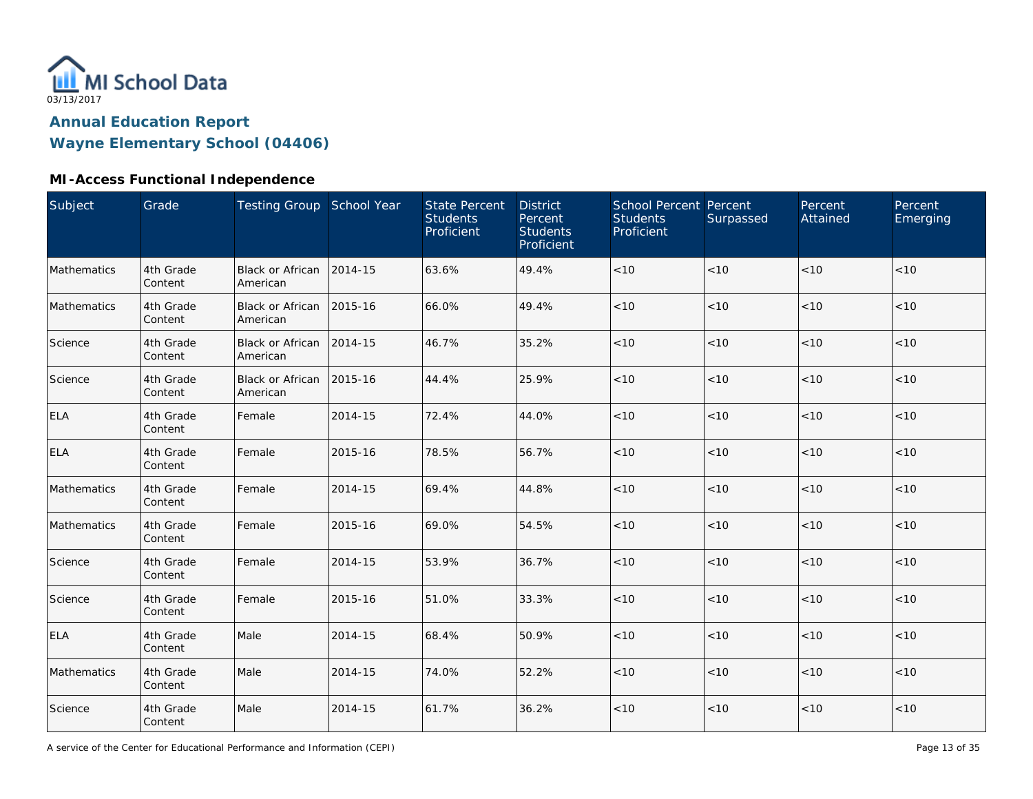MI School Data

03/13/2017

## Annual Education Report

## Wayne Elementary School (04406)

### MI-Access Functional Independence

| Subject | Grade | Testing Group | School Year | State Percent Students Proficient | District Percent Students Proficient | School Percent Students Proficient | Percent Surpassed | Percent Attained | Percent Emerging |
|---|---|---|---|---|---|---|---|---|---|
| Mathematics | 4th Grade Content | Black or African American | 2014-15 | 63.6% | 49.4% | <10 | <10 | <10 | <10 |
| Mathematics | 4th Grade Content | Black or African American | 2015-16 | 66.0% | 49.4% | <10 | <10 | <10 | <10 |
| Science | 4th Grade Content | Black or African American | 2014-15 | 46.7% | 35.2% | <10 | <10 | <10 | <10 |
| Science | 4th Grade Content | Black or African American | 2015-16 | 44.4% | 25.9% | <10 | <10 | <10 | <10 |
| ELA | 4th Grade Content | Female | 2014-15 | 72.4% | 44.0% | <10 | <10 | <10 | <10 |
| ELA | 4th Grade Content | Female | 2015-16 | 78.5% | 56.7% | <10 | <10 | <10 | <10 |
| Mathematics | 4th Grade Content | Female | 2014-15 | 69.4% | 44.8% | <10 | <10 | <10 | <10 |
| Mathematics | 4th Grade Content | Female | 2015-16 | 69.0% | 54.5% | <10 | <10 | <10 | <10 |
| Science | 4th Grade Content | Female | 2014-15 | 53.9% | 36.7% | <10 | <10 | <10 | <10 |
| Science | 4th Grade Content | Female | 2015-16 | 51.0% | 33.3% | <10 | <10 | <10 | <10 |
| ELA | 4th Grade Content | Male | 2014-15 | 68.4% | 50.9% | <10 | <10 | <10 | <10 |
| Mathematics | 4th Grade Content | Male | 2014-15 | 74.0% | 52.2% | <10 | <10 | <10 | <10 |
| Science | 4th Grade Content | Male | 2014-15 | 61.7% | 36.2% | <10 | <10 | <10 | <10 |

A service of the Center for Educational Performance and Information (CEPI)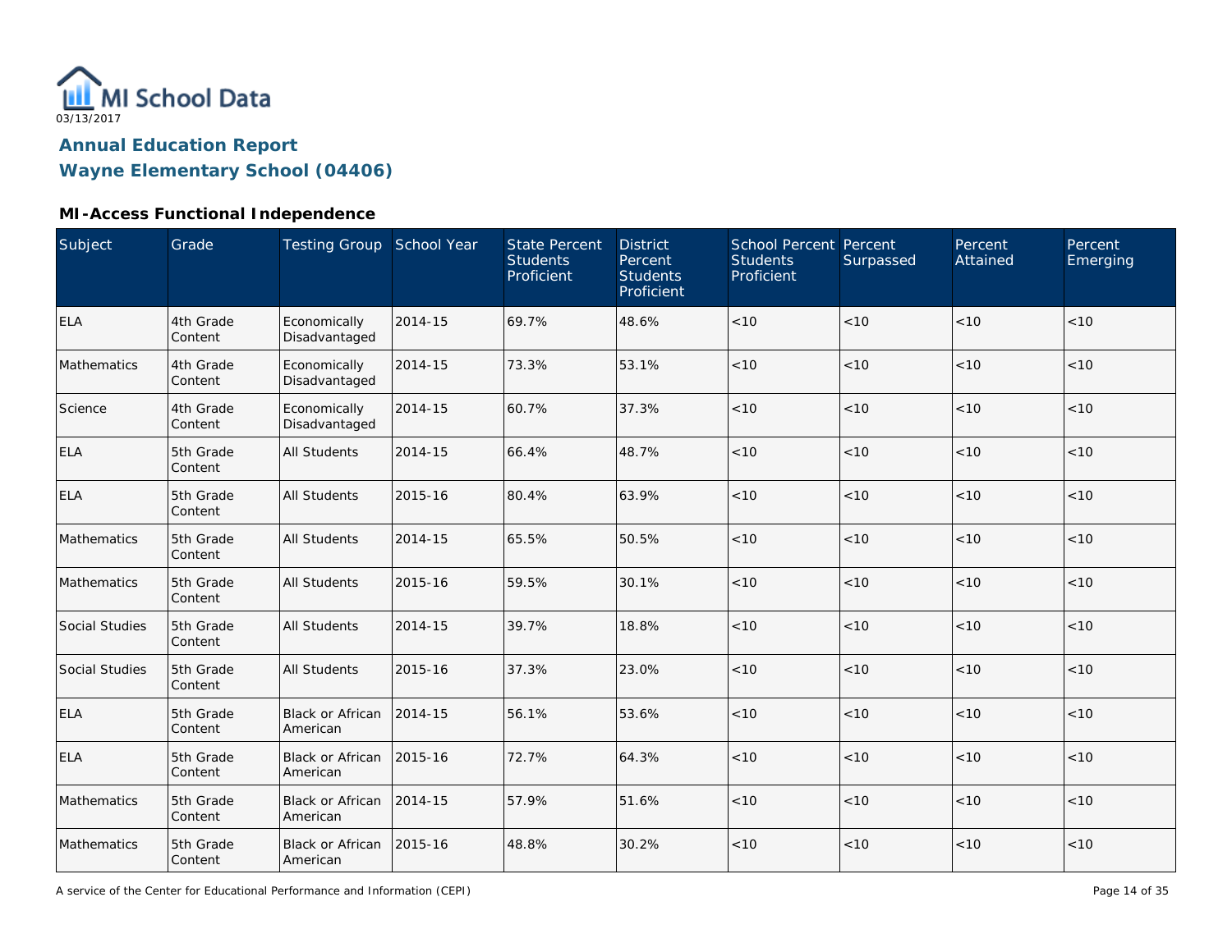MI School Data
03/13/2017

## Annual Education Report
## Wayne Elementary School (04406)

### MI-Access Functional Independence

| Subject | Grade | Testing Group | School Year | State Percent Students Proficient | District Percent Students Proficient | School Percent Students Proficient | Percent Surpassed | Percent Attained | Percent Emerging |
|---|---|---|---|---|---|---|---|---|---|
| ELA | 4th Grade Content | Economically Disadvantaged | 2014-15 | 69.7% | 48.6% | <10 | <10 | <10 | <10 |
| Mathematics | 4th Grade Content | Economically Disadvantaged | 2014-15 | 73.3% | 53.1% | <10 | <10 | <10 | <10 |
| Science | 4th Grade Content | Economically Disadvantaged | 2014-15 | 60.7% | 37.3% | <10 | <10 | <10 | <10 |
| ELA | 5th Grade Content | All Students | 2014-15 | 66.4% | 48.7% | <10 | <10 | <10 | <10 |
| ELA | 5th Grade Content | All Students | 2015-16 | 80.4% | 63.9% | <10 | <10 | <10 | <10 |
| Mathematics | 5th Grade Content | All Students | 2014-15 | 65.5% | 50.5% | <10 | <10 | <10 | <10 |
| Mathematics | 5th Grade Content | All Students | 2015-16 | 59.5% | 30.1% | <10 | <10 | <10 | <10 |
| Social Studies | 5th Grade Content | All Students | 2014-15 | 39.7% | 18.8% | <10 | <10 | <10 | <10 |
| Social Studies | 5th Grade Content | All Students | 2015-16 | 37.3% | 23.0% | <10 | <10 | <10 | <10 |
| ELA | 5th Grade Content | Black or African American | 2014-15 | 56.1% | 53.6% | <10 | <10 | <10 | <10 |
| ELA | 5th Grade Content | Black or African American | 2015-16 | 72.7% | 64.3% | <10 | <10 | <10 | <10 |
| Mathematics | 5th Grade Content | Black or African American | 2014-15 | 57.9% | 51.6% | <10 | <10 | <10 | <10 |
| Mathematics | 5th Grade Content | Black or African American | 2015-16 | 48.8% | 30.2% | <10 | <10 | <10 | <10 |

A service of the Center for Educational Performance and Information (CEPI)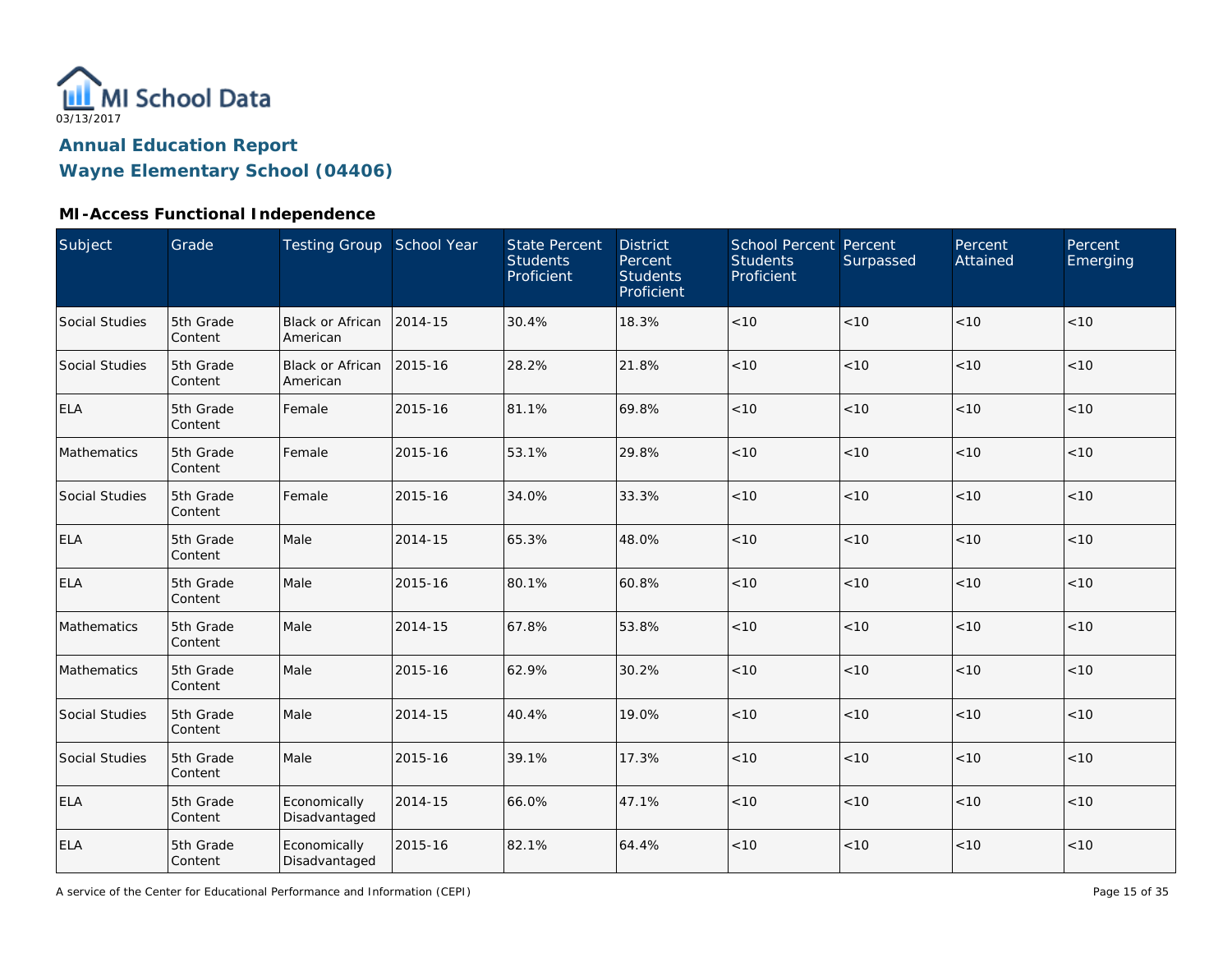MI School Data
03/13/2017

**Annual Education Report**
**Wayne Elementary School (04406)**

### MI-Access Functional Independence

| Subject | Grade | Testing Group | School Year | State Percent Students Proficient | District Percent Students Proficient | School Percent Students Proficient | Percent Surpassed | Percent Attained | Percent Emerging |
|---|---|---|---|---|---|---|---|---|---|
| Social Studies | 5th Grade Content | Black or African American | 2014-15 | 30.4% | 18.3% | <10 | <10 | <10 | <10 |
| Social Studies | 5th Grade Content | Black or African American | 2015-16 | 28.2% | 21.8% | <10 | <10 | <10 | <10 |
| ELA | 5th Grade Content | Female | 2015-16 | 81.1% | 69.8% | <10 | <10 | <10 | <10 |
| Mathematics | 5th Grade Content | Female | 2015-16 | 53.1% | 29.8% | <10 | <10 | <10 | <10 |
| Social Studies | 5th Grade Content | Female | 2015-16 | 34.0% | 33.3% | <10 | <10 | <10 | <10 |
| ELA | 5th Grade Content | Male | 2014-15 | 65.3% | 48.0% | <10 | <10 | <10 | <10 |
| ELA | 5th Grade Content | Male | 2015-16 | 80.1% | 60.8% | <10 | <10 | <10 | <10 |
| Mathematics | 5th Grade Content | Male | 2014-15 | 67.8% | 53.8% | <10 | <10 | <10 | <10 |
| Mathematics | 5th Grade Content | Male | 2015-16 | 62.9% | 30.2% | <10 | <10 | <10 | <10 |
| Social Studies | 5th Grade Content | Male | 2014-15 | 40.4% | 19.0% | <10 | <10 | <10 | <10 |
| Social Studies | 5th Grade Content | Male | 2015-16 | 39.1% | 17.3% | <10 | <10 | <10 | <10 |
| ELA | 5th Grade Content | Economically Disadvantaged | 2014-15 | 66.0% | 47.1% | <10 | <10 | <10 | <10 |
| ELA | 5th Grade Content | Economically Disadvantaged | 2015-16 | 82.1% | 64.4% | <10 | <10 | <10 | <10 |

A service of the Center for Educational Performance and Information (CEPI)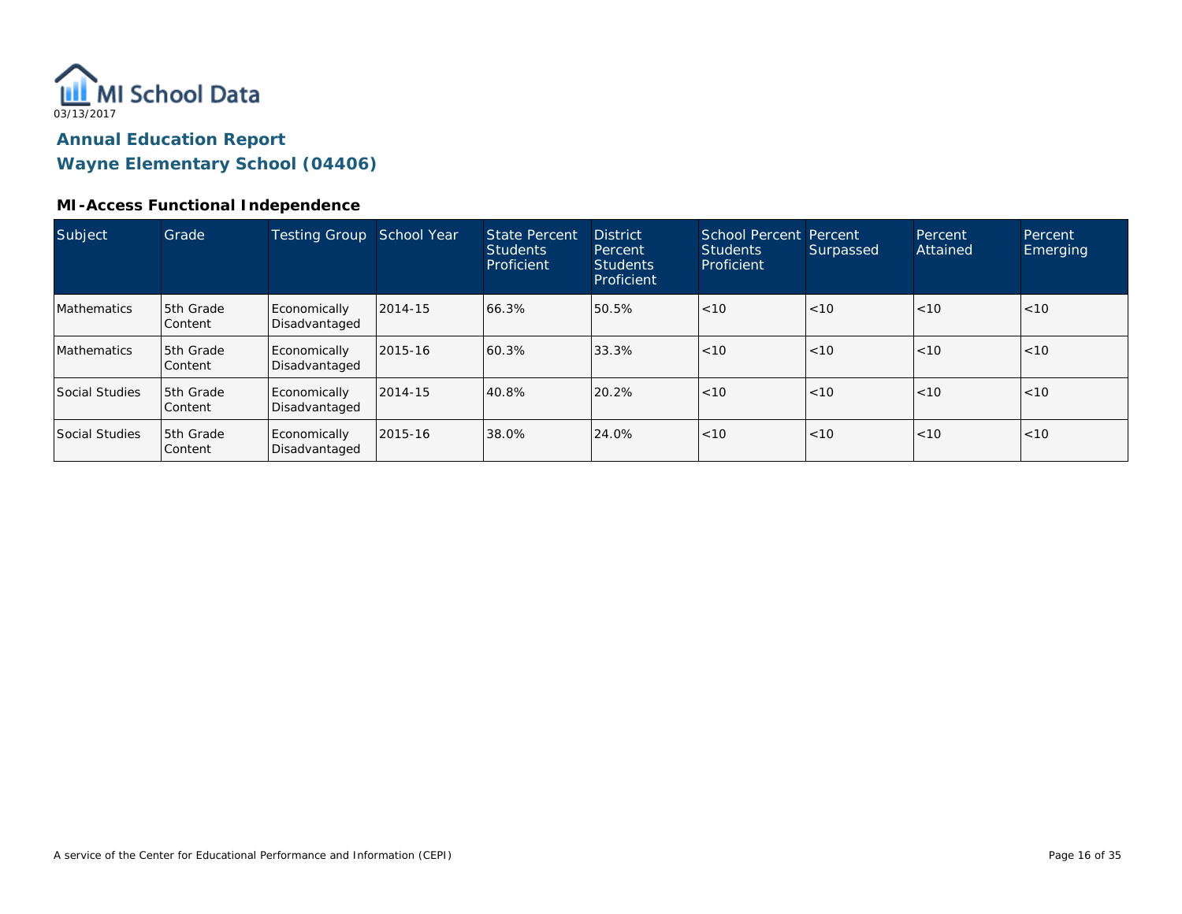MI School Data
03/13/2017

## Annual Education Report
## Wayne Elementary School (04406)

### MI-Access Functional Independence

| Subject | Grade | Testing Group | School Year | State Percent Students Proficient | District Percent Students Proficient | School Percent Students Proficient | Percent Surpassed | Percent Attained | Percent Emerging |
|---|---|---|---|---|---|---|---|---|---|
| Mathematics | 5th Grade Content | Economically Disadvantaged | 2014-15 | 66.3% | 50.5% | <10 | <10 | <10 | <10 |
| Mathematics | 5th Grade Content | Economically Disadvantaged | 2015-16 | 60.3% | 33.3% | <10 | <10 | <10 | <10 |
| Social Studies | 5th Grade Content | Economically Disadvantaged | 2014-15 | 40.8% | 20.2% | <10 | <10 | <10 | <10 |
| Social Studies | 5th Grade Content | Economically Disadvantaged | 2015-16 | 38.0% | 24.0% | <10 | <10 | <10 | <10 |

A service of the Center for Educational Performance and Information (CEPI)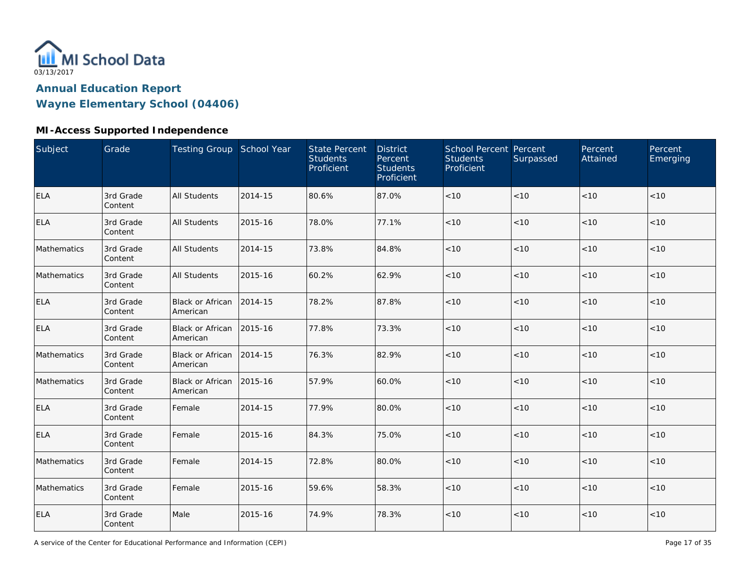MI School Data
03/13/2017

## Annual Education Report
## Wayne Elementary School (04406)

### MI-Access Supported Independence

| Subject | Grade | Testing Group | School Year | State Percent Students Proficient | District Percent Students Proficient | School Percent Students Proficient | Percent Surpassed | Percent Attained | Percent Emerging |
|---|---|---|---|---|---|---|---|---|---|
| ELA | 3rd Grade Content | All Students | 2014-15 | 80.6% | 87.0% | <10 | <10 | <10 | <10 |
| ELA | 3rd Grade Content | All Students | 2015-16 | 78.0% | 77.1% | <10 | <10 | <10 | <10 |
| Mathematics | 3rd Grade Content | All Students | 2014-15 | 73.8% | 84.8% | <10 | <10 | <10 | <10 |
| Mathematics | 3rd Grade Content | All Students | 2015-16 | 60.2% | 62.9% | <10 | <10 | <10 | <10 |
| ELA | 3rd Grade Content | Black or African American | 2014-15 | 78.2% | 87.8% | <10 | <10 | <10 | <10 |
| ELA | 3rd Grade Content | Black or African American | 2015-16 | 77.8% | 73.3% | <10 | <10 | <10 | <10 |
| Mathematics | 3rd Grade Content | Black or African American | 2014-15 | 76.3% | 82.9% | <10 | <10 | <10 | <10 |
| Mathematics | 3rd Grade Content | Black or African American | 2015-16 | 57.9% | 60.0% | <10 | <10 | <10 | <10 |
| ELA | 3rd Grade Content | Female | 2014-15 | 77.9% | 80.0% | <10 | <10 | <10 | <10 |
| ELA | 3rd Grade Content | Female | 2015-16 | 84.3% | 75.0% | <10 | <10 | <10 | <10 |
| Mathematics | 3rd Grade Content | Female | 2014-15 | 72.8% | 80.0% | <10 | <10 | <10 | <10 |
| Mathematics | 3rd Grade Content | Female | 2015-16 | 59.6% | 58.3% | <10 | <10 | <10 | <10 |
| ELA | 3rd Grade Content | Male | 2015-16 | 74.9% | 78.3% | <10 | <10 | <10 | <10 |

A service of the Center for Educational Performance and Information (CEPI)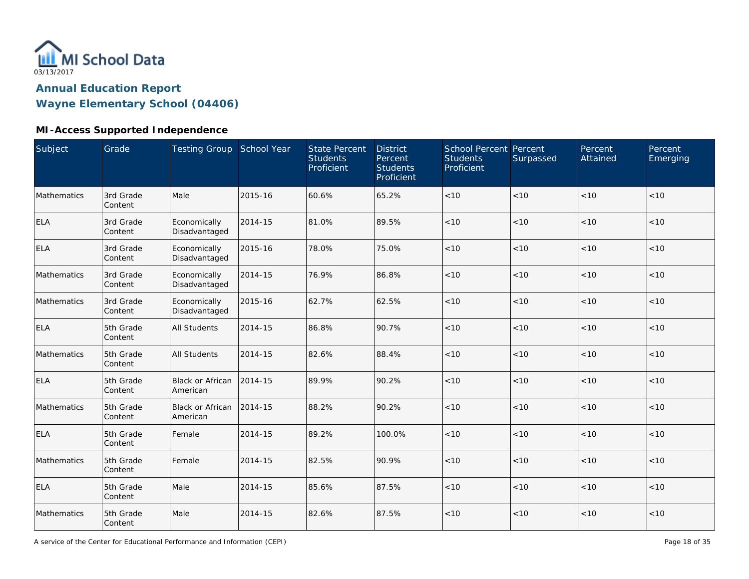MI School Data

03/13/2017

# Annual Education Report

# Wayne Elementary School (04406)

## MI-Access Supported Independence

| Subject | Grade | Testing Group | School Year | State Percent Students Proficient | District Percent Students Proficient | School Percent Students Proficient | Percent Surpassed | Percent Attained | Percent Emerging |
|---|---|---|---|---|---|---|---|---|---|
| Mathematics | 3rd Grade Content | Male | 2015-16 | 60.6% | 65.2% | <10 | <10 | <10 | <10 |
| ELA | 3rd Grade Content | Economically Disadvantaged | 2014-15 | 81.0% | 89.5% | <10 | <10 | <10 | <10 |
| ELA | 3rd Grade Content | Economically Disadvantaged | 2015-16 | 78.0% | 75.0% | <10 | <10 | <10 | <10 |
| Mathematics | 3rd Grade Content | Economically Disadvantaged | 2014-15 | 76.9% | 86.8% | <10 | <10 | <10 | <10 |
| Mathematics | 3rd Grade Content | Economically Disadvantaged | 2015-16 | 62.7% | 62.5% | <10 | <10 | <10 | <10 |
| ELA | 5th Grade Content | All Students | 2014-15 | 86.8% | 90.7% | <10 | <10 | <10 | <10 |
| Mathematics | 5th Grade Content | All Students | 2014-15 | 82.6% | 88.4% | <10 | <10 | <10 | <10 |
| ELA | 5th Grade Content | Black or African American | 2014-15 | 89.9% | 90.2% | <10 | <10 | <10 | <10 |
| Mathematics | 5th Grade Content | Black or African American | 2014-15 | 88.2% | 90.2% | <10 | <10 | <10 | <10 |
| ELA | 5th Grade Content | Female | 2014-15 | 89.2% | 100.0% | <10 | <10 | <10 | <10 |
| Mathematics | 5th Grade Content | Female | 2014-15 | 82.5% | 90.9% | <10 | <10 | <10 | <10 |
| ELA | 5th Grade Content | Male | 2014-15 | 85.6% | 87.5% | <10 | <10 | <10 | <10 |
| Mathematics | 5th Grade Content | Male | 2014-15 | 82.6% | 87.5% | <10 | <10 | <10 | <10 |

A service of the Center for Educational Performance and Information (CEPI)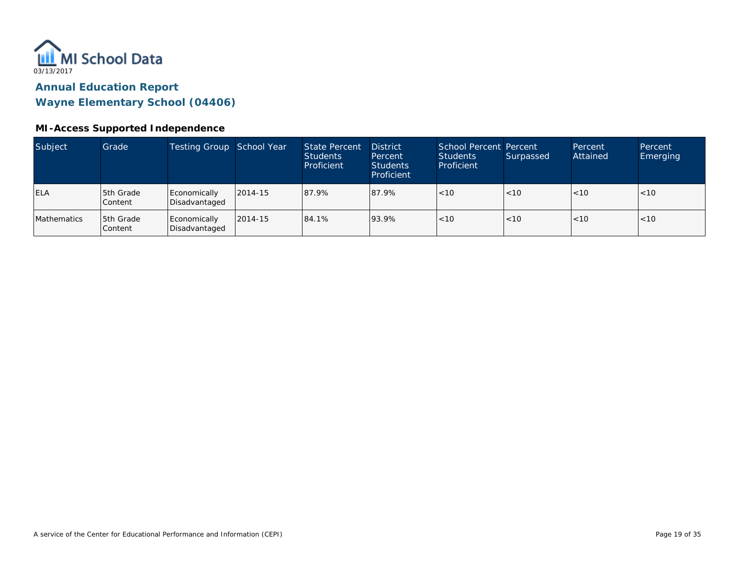# Annual Education Report

## Wayne Elementary School (04406)

### MI-Access Supported Independence

| Subject | Grade | Testing Group | School Year | State Percent Students Proficient | District Percent Students Proficient | School Percent Students Proficient | Percent Surpassed | Percent Attained | Percent Emerging |
|---|---|---|---|---|---|---|---|---|---|
| ELA | 5th Grade Content | Economically Disadvantaged | 2014-15 | 87.9% | 87.9% | <10 | <10 | <10 | <10 |
| Mathematics | 5th Grade Content | Economically Disadvantaged | 2014-15 | 84.1% | 93.9% | <10 | <10 | <10 | <10 |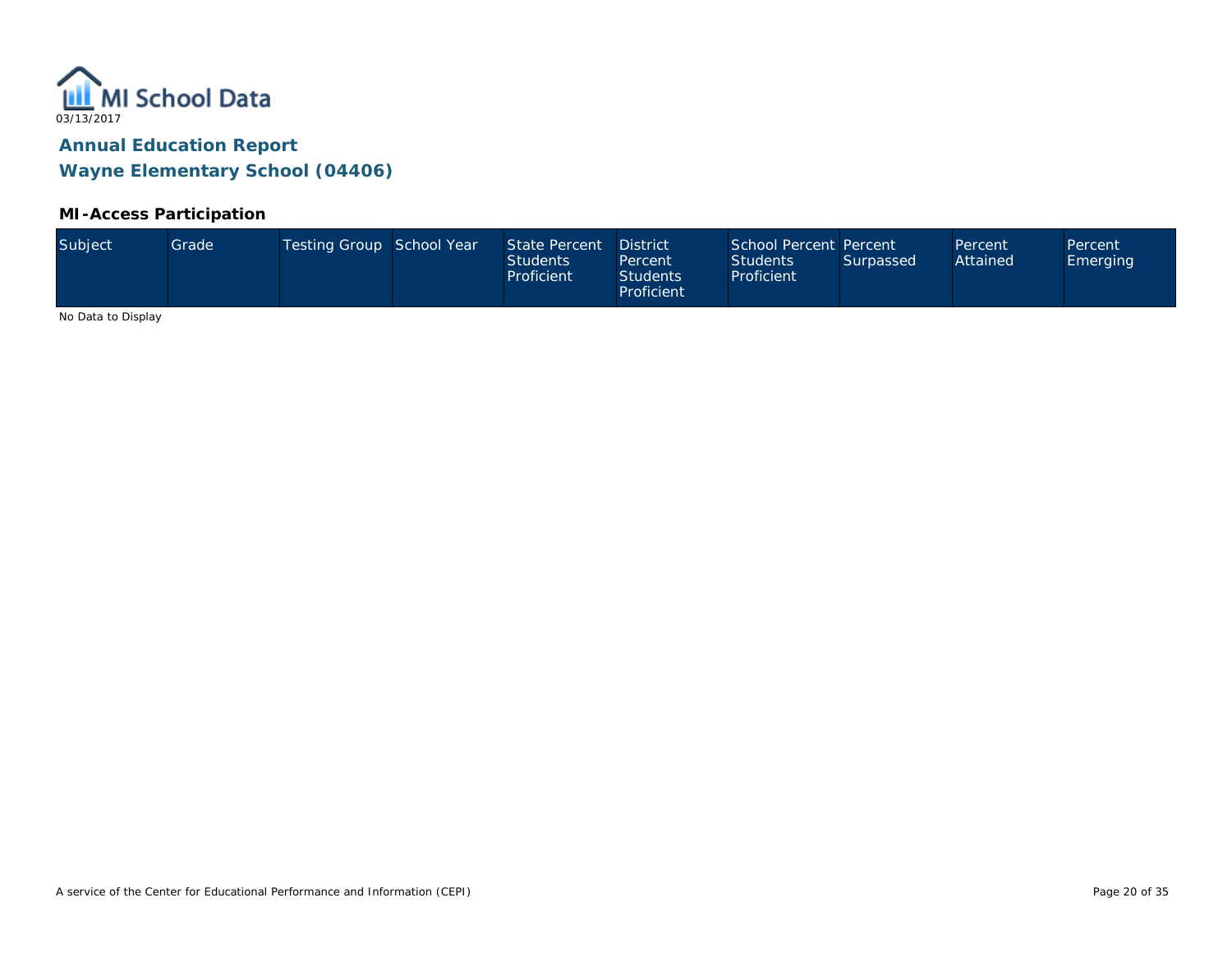MI School Data

03/13/2017

## Annual Education Report

## Wayne Elementary School (04406)

### MI-Access Participation

| Subject | Grade | Testing Group | School Year | State Percent Students Proficient | District Percent Students Proficient | School Percent Students Proficient | Percent Surpassed | Percent Attained | Percent Emerging |
|---|---|---|---|---|---|---|---|---|---|

No Data to Display

A service of the Center for Educational Performance and Information (CEPI)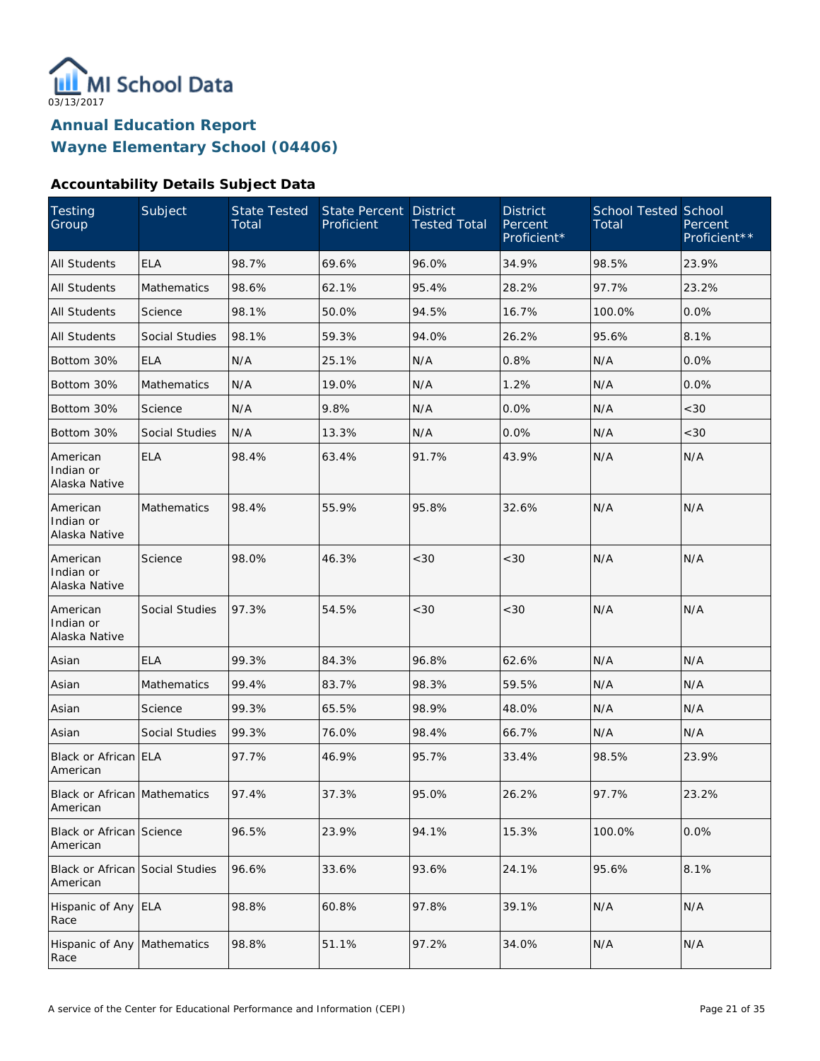MI School Data
03/13/2017

# Annual Education Report
# Wayne Elementary School (04406)

### Accountability Details Subject Data

| Testing Group | Subject | State Tested Total | State Percent Proficient | District Tested Total | District Percent Proficient* | School Tested Total | School Percent Proficient** |
|---|---|---|---|---|---|---|---|
| All Students | ELA | 98.7% | 69.6% | 96.0% | 34.9% | 98.5% | 23.9% |
| All Students | Mathematics | 98.6% | 62.1% | 95.4% | 28.2% | 97.7% | 23.2% |
| All Students | Science | 98.1% | 50.0% | 94.5% | 16.7% | 100.0% | 0.0% |
| All Students | Social Studies | 98.1% | 59.3% | 94.0% | 26.2% | 95.6% | 8.1% |
| Bottom 30% | ELA | N/A | 25.1% | N/A | 0.8% | N/A | 0.0% |
| Bottom 30% | Mathematics | N/A | 19.0% | N/A | 1.2% | N/A | 0.0% |
| Bottom 30% | Science | N/A | 9.8% | N/A | 0.0% | N/A | <30 |
| Bottom 30% | Social Studies | N/A | 13.3% | N/A | 0.0% | N/A | <30 |
| American Indian or Alaska Native | ELA | 98.4% | 63.4% | 91.7% | 43.9% | N/A | N/A |
| American Indian or Alaska Native | Mathematics | 98.4% | 55.9% | 95.8% | 32.6% | N/A | N/A |
| American Indian or Alaska Native | Science | 98.0% | 46.3% | <30 | <30 | N/A | N/A |
| American Indian or Alaska Native | Social Studies | 97.3% | 54.5% | <30 | <30 | N/A | N/A |
| Asian | ELA | 99.3% | 84.3% | 96.8% | 62.6% | N/A | N/A |
| Asian | Mathematics | 99.4% | 83.7% | 98.3% | 59.5% | N/A | N/A |
| Asian | Science | 99.3% | 65.5% | 98.9% | 48.0% | N/A | N/A |
| Asian | Social Studies | 99.3% | 76.0% | 98.4% | 66.7% | N/A | N/A |
| Black or African American | ELA | 97.7% | 46.9% | 95.7% | 33.4% | 98.5% | 23.9% |
| Black or African American | Mathematics | 97.4% | 37.3% | 95.0% | 26.2% | 97.7% | 23.2% |
| Black or African American | Science | 96.5% | 23.9% | 94.1% | 15.3% | 100.0% | 0.0% |
| Black or African American | Social Studies | 96.6% | 33.6% | 93.6% | 24.1% | 95.6% | 8.1% |
| Hispanic of Any Race | ELA | 98.8% | 60.8% | 97.8% | 39.1% | N/A | N/A |
| Hispanic of Any Race | Mathematics | 98.8% | 51.1% | 97.2% | 34.0% | N/A | N/A |

A service of the Center for Educational Performance and Information (CEPI)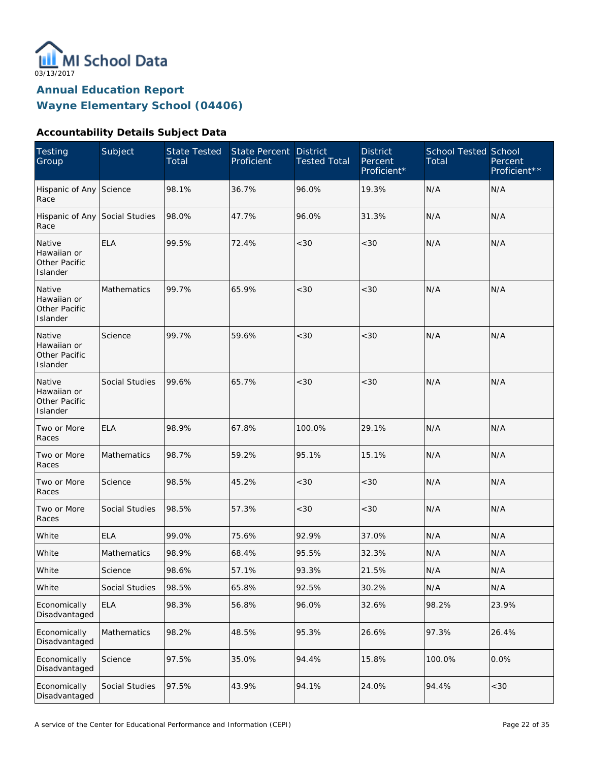03/13/2017

## Annual Education Report
## Wayne Elementary School (04406)

### Accountability Details Subject Data

| Testing Group | Subject | State Tested Total | State Percent Proficient | District Tested Total | District Percent Proficient* | School Tested Total | School Percent Proficient** |
|---|---|---|---|---|---|---|---|
| Hispanic of Any Race | Science | 98.1% | 36.7% | 96.0% | 19.3% | N/A | N/A |
| Hispanic of Any Race | Social Studies | 98.0% | 47.7% | 96.0% | 31.3% | N/A | N/A |
| Native Hawaiian or Other Pacific Islander | ELA | 99.5% | 72.4% | <30 | <30 | N/A | N/A |
| Native Hawaiian or Other Pacific Islander | Mathematics | 99.7% | 65.9% | <30 | <30 | N/A | N/A |
| Native Hawaiian or Other Pacific Islander | Science | 99.7% | 59.6% | <30 | <30 | N/A | N/A |
| Native Hawaiian or Other Pacific Islander | Social Studies | 99.6% | 65.7% | <30 | <30 | N/A | N/A |
| Two or More Races | ELA | 98.9% | 67.8% | 100.0% | 29.1% | N/A | N/A |
| Two or More Races | Mathematics | 98.7% | 59.2% | 95.1% | 15.1% | N/A | N/A |
| Two or More Races | Science | 98.5% | 45.2% | <30 | <30 | N/A | N/A |
| Two or More Races | Social Studies | 98.5% | 57.3% | <30 | <30 | N/A | N/A |
| White | ELA | 99.0% | 75.6% | 92.9% | 37.0% | N/A | N/A |
| White | Mathematics | 98.9% | 68.4% | 95.5% | 32.3% | N/A | N/A |
| White | Science | 98.6% | 57.1% | 93.3% | 21.5% | N/A | N/A |
| White | Social Studies | 98.5% | 65.8% | 92.5% | 30.2% | N/A | N/A |
| Economically Disadvantaged | ELA | 98.3% | 56.8% | 96.0% | 32.6% | 98.2% | 23.9% |
| Economically Disadvantaged | Mathematics | 98.2% | 48.5% | 95.3% | 26.6% | 97.3% | 26.4% |
| Economically Disadvantaged | Science | 97.5% | 35.0% | 94.4% | 15.8% | 100.0% | 0.0% |
| Economically Disadvantaged | Social Studies | 97.5% | 43.9% | 94.1% | 24.0% | 94.4% | <30 |

A service of the Center for Educational Performance and Information (CEPI)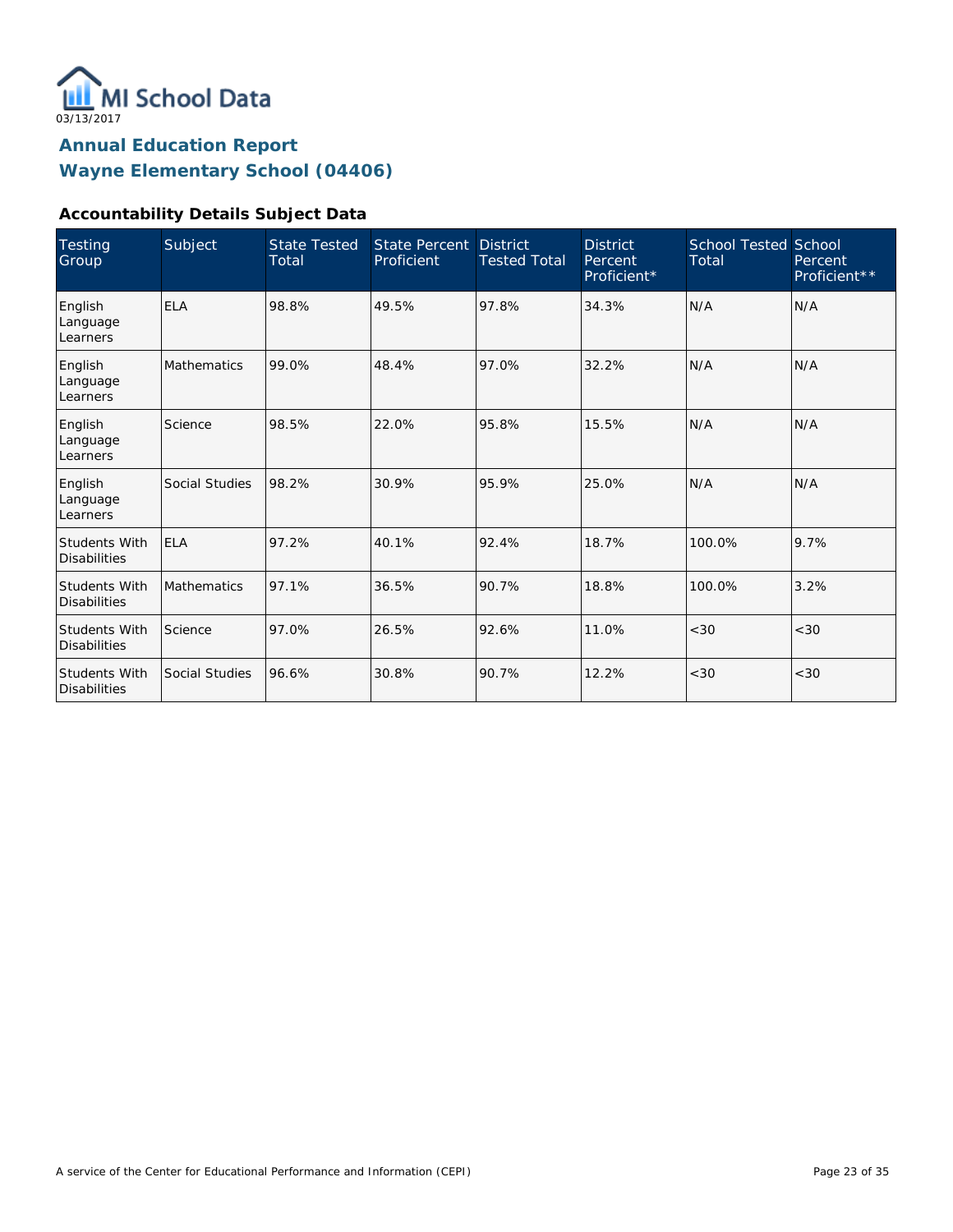MI School Data

03/13/2017

## Annual Education Report
## Wayne Elementary School (04406)

### Accountability Details Subject Data

| Testing Group | Subject | State Tested Total | State Percent Proficient | District Tested Total | District Percent Proficient* | School Tested Total | School Percent Proficient** |
|---|---|---|---|---|---|---|---|
| English Language Learners | ELA | 98.8% | 49.5% | 97.8% | 34.3% | N/A | N/A |
| English Language Learners | Mathematics | 99.0% | 48.4% | 97.0% | 32.2% | N/A | N/A |
| English Language Learners | Science | 98.5% | 22.0% | 95.8% | 15.5% | N/A | N/A |
| English Language Learners | Social Studies | 98.2% | 30.9% | 95.9% | 25.0% | N/A | N/A |
| Students With Disabilities | ELA | 97.2% | 40.1% | 92.4% | 18.7% | 100.0% | 9.7% |
| Students With Disabilities | Mathematics | 97.1% | 36.5% | 90.7% | 18.8% | 100.0% | 3.2% |
| Students With Disabilities | Science | 97.0% | 26.5% | 92.6% | 11.0% | <30 | <30 |
| Students With Disabilities | Social Studies | 96.6% | 30.8% | 90.7% | 12.2% | <30 | <30 |

A service of the Center for Educational Performance and Information (CEPI)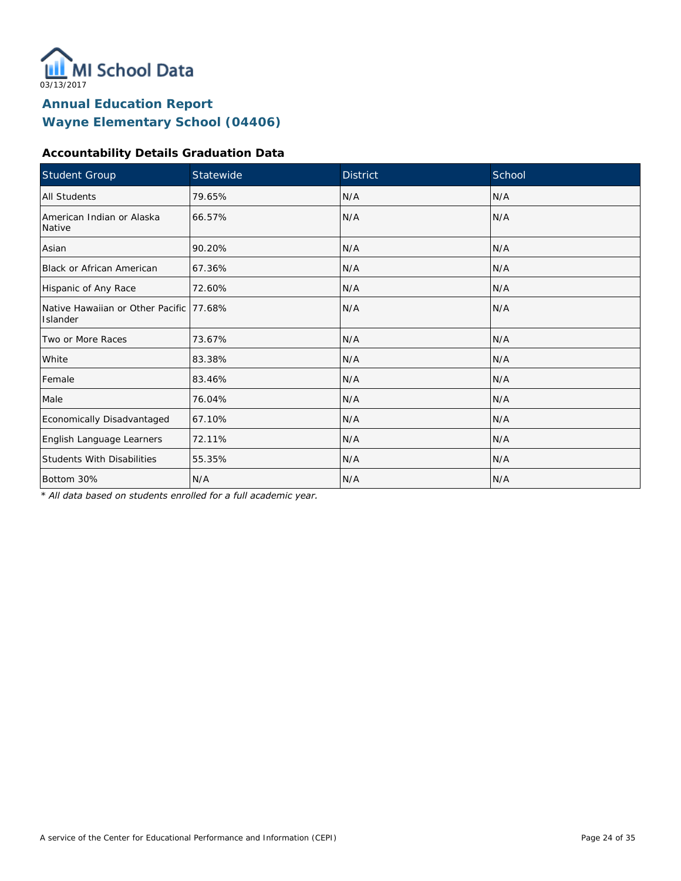MI School Data

03/13/2017

# Annual Education Report
# Wayne Elementary School (04406)

### Accountability Details Graduation Data

| Student Group | Statewide | District | School |
| --- | --- | --- | --- |
| All Students | 79.65% | N/A | N/A |
| American Indian or Alaska Native | 66.57% | N/A | N/A |
| Asian | 90.20% | N/A | N/A |
| Black or African American | 67.36% | N/A | N/A |
| Hispanic of Any Race | 72.60% | N/A | N/A |
| Native Hawaiian or Other Pacific Islander | 77.68% | N/A | N/A |
| Two or More Races | 73.67% | N/A | N/A |
| White | 83.38% | N/A | N/A |
| Female | 83.46% | N/A | N/A |
| Male | 76.04% | N/A | N/A |
| Economically Disadvantaged | 67.10% | N/A | N/A |
| English Language Learners | 72.11% | N/A | N/A |
| Students With Disabilities | 55.35% | N/A | N/A |
| Bottom 30% | N/A | N/A | N/A |

*\* All data based on students enrolled for a full academic year.*

A service of the Center for Educational Performance and Information (CEPI)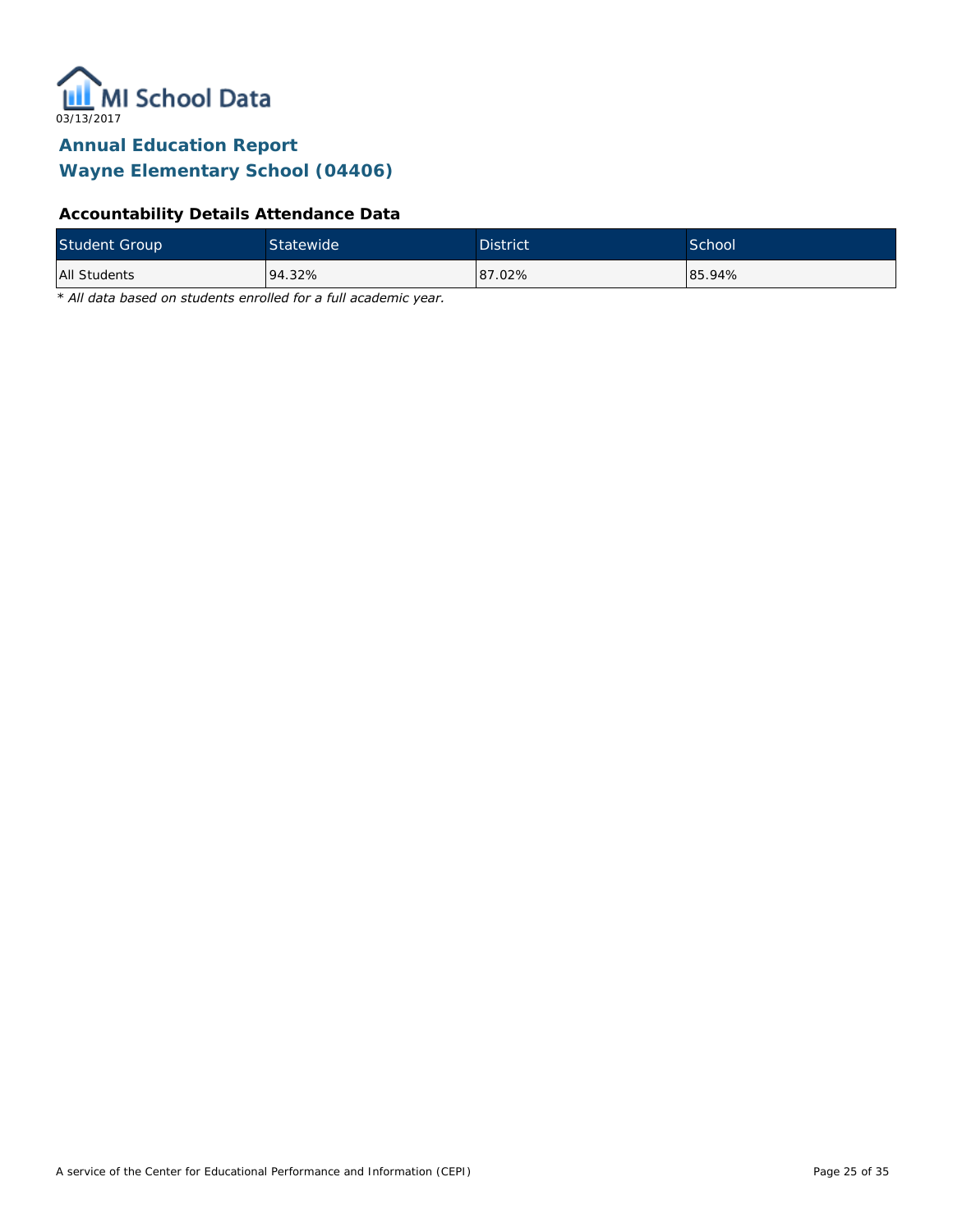MI School Data

03/13/2017

# Annual Education Report
# Wayne Elementary School (04406)

### Accountability Details Attendance Data

| Student Group | Statewide | District | School |
|---|---|---|---|
| All Students | 94.32% | 87.02% | 85.94% |

*\* All data based on students enrolled for a full academic year.*

A service of the Center for Educational Performance and Information (CEPI)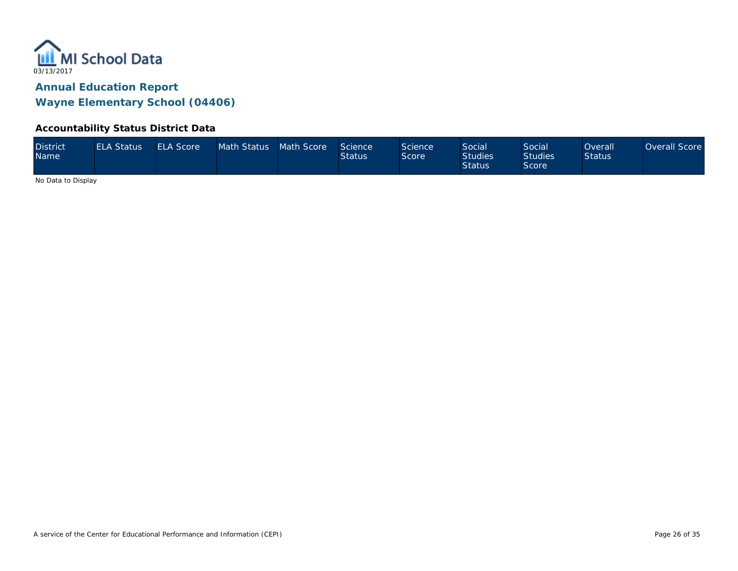03/13/2017

# Annual Education Report

## Wayne Elementary School (04406)

### Accountability Status District Data

| District Name | ELA Status | ELA Score | Math Status | Math Score | Science Status | Science Score | Social Studies Status | Social Studies Score | Overall Status | Overall Score |
|---|---|---|---|---|---|---|---|---|---|---|

No Data to Display

A service of the Center for Educational Performance and Information (CEPI)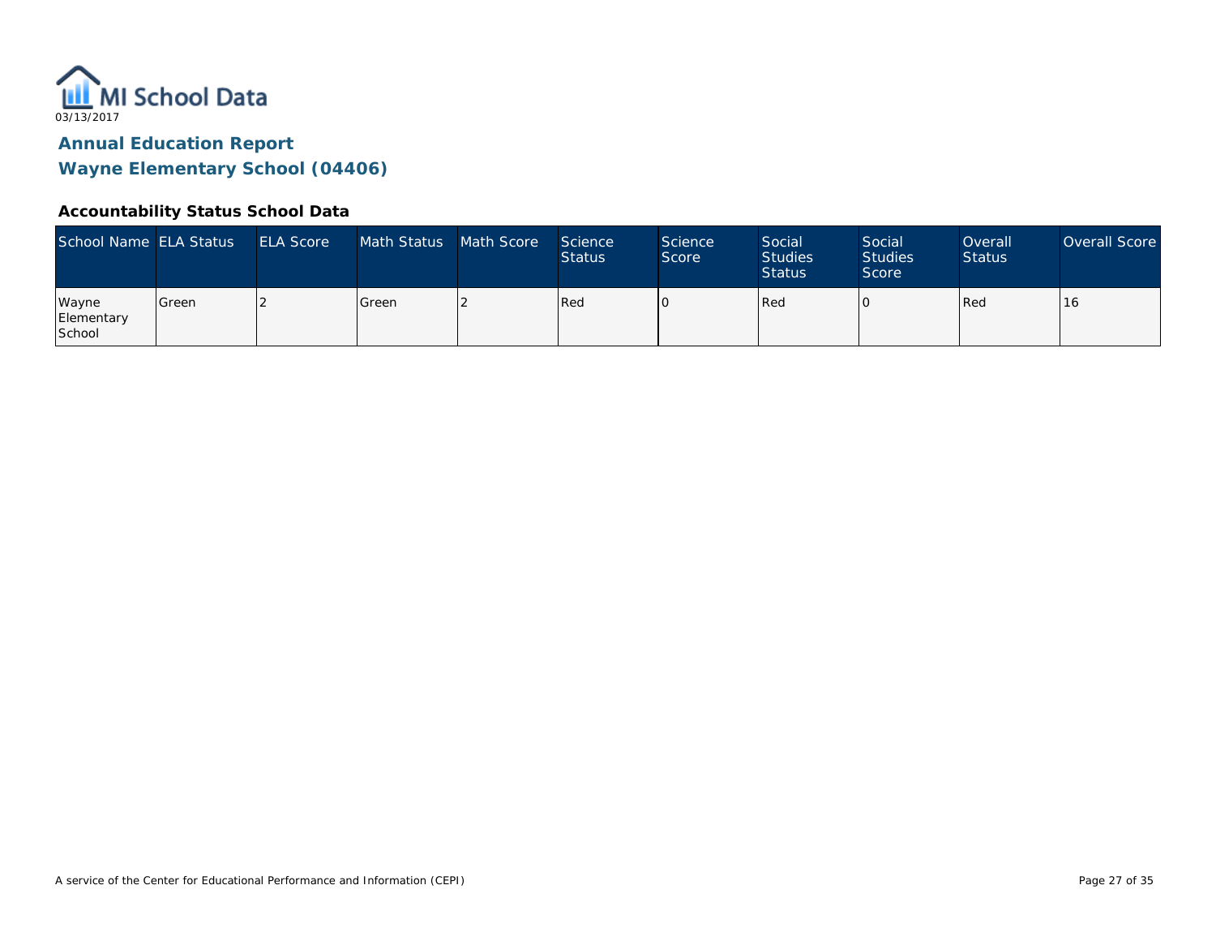MI School Data

03/13/2017

## Annual Education Report

## Wayne Elementary School (04406)

### Accountability Status School Data

| School Name | ELA Status | ELA Score | Math Status | Math Score | Science Status | Science Score | Social Studies Status | Social Studies Score | Overall Status | Overall Score |
|---|---|---|---|---|---|---|---|---|---|---|
| Wayne Elementary School | Green | 2 | Green | 2 | Red | 0 | Red | 0 | Red | 16 |

A service of the Center for Educational Performance and Information (CEPI)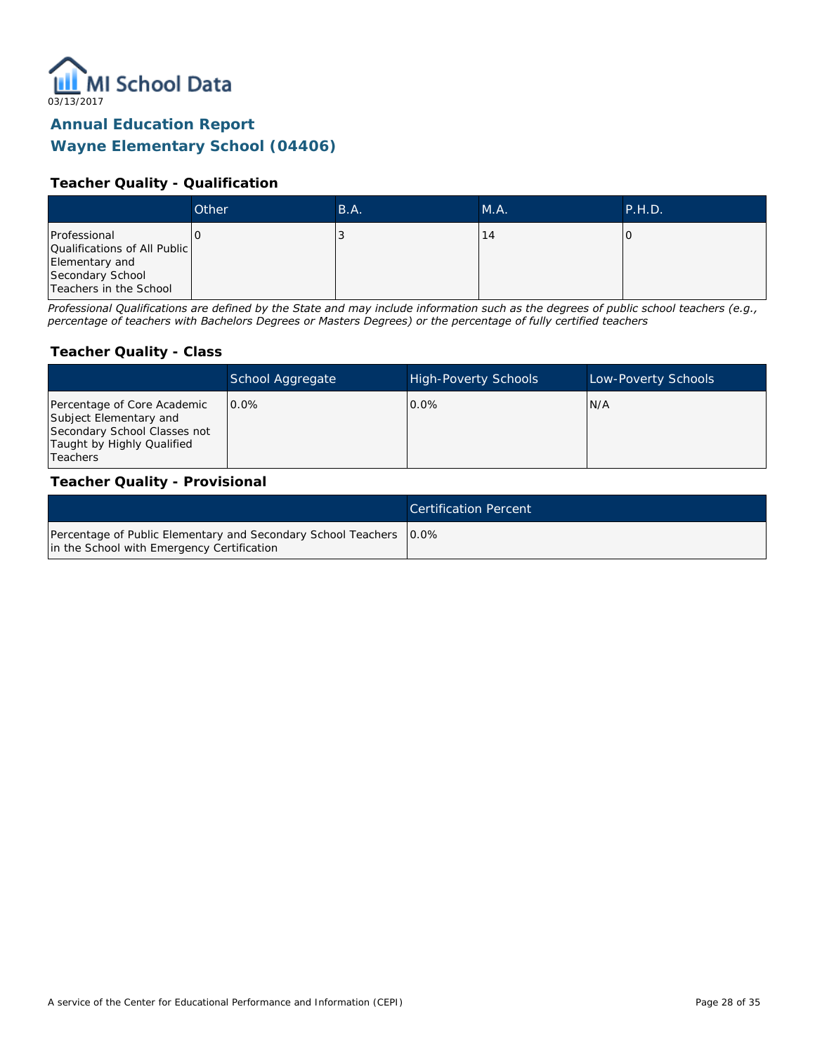MI School Data

03/13/2017

# Annual Education Report

# Wayne Elementary School (04406)

### Teacher Quality - Qualification

| | Other | B.A. | M.A. | P.H.D. |
|---|---|---|---|---|
| Professional Qualifications of All Public Elementary and Secondary School Teachers in the School | 0 | 3 | 14 | 0 |

*Professional Qualifications are defined by the State and may include information such as the degrees of public school teachers (e.g., percentage of teachers with Bachelors Degrees or Masters Degrees) or the percentage of fully certified teachers*

### Teacher Quality - Class

| | School Aggregate | High-Poverty Schools | Low-Poverty Schools |
|---|---|---|---|
| Percentage of Core Academic Subject Elementary and Secondary School Classes not Taught by Highly Qualified Teachers | 0.0% | 0.0% | N/A |

### Teacher Quality - Provisional

| | Certification Percent |
|---|---|
| Percentage of Public Elementary and Secondary School Teachers in the School with Emergency Certification | 0.0% |

A service of the Center for Educational Performance and Information (CEPI)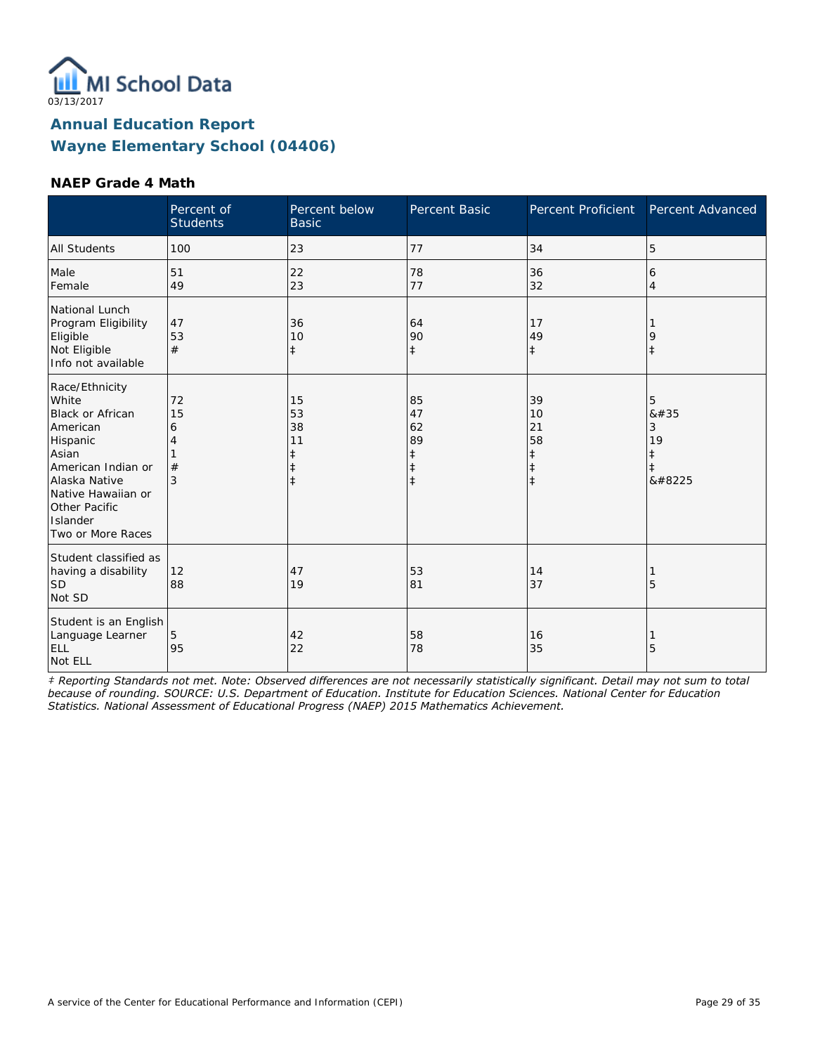03/13/2017

# Annual Education Report

## Wayne Elementary School (04406)

### NAEP Grade 4 Math

| | Percent of Students | Percent below Basic | Percent Basic | Percent Proficient | Percent Advanced |
|---|---|---|---|---|---|
| All Students | 100 | 23 | 77 | 34 | 5 |
| Male | 51 | 22 | 78 | 36 | 6 |
| Female | 49 | 23 | 77 | 32 | 4 |
| National Lunch Program Eligibility | | | | | |
| Eligible | 47 | 36 | 64 | 17 | 1 |
| Not Eligible | 53 | 10 | 90 | 49 | 9 |
| Info not available | # | ‡ | ‡ | ‡ | ‡ |
| Race/Ethnicity | | | | | |
| White | 72 | 15 | 85 | 39 | 5 |
| Black or African American | 15 | 53 | 47 | 10 | &#35 |
| Hispanic | 6 | 38 | 62 | 21 | 3 |
| Asian | 4 | 11 | 89 | 58 | 19 |
| American Indian or Alaska Native | 1 | ‡ | ‡ | ‡ | ‡ |
| Native Hawaiian or Other Pacific Islander | # | ‡ | ‡ | ‡ | ‡ |
| Two or More Races | 3 | ‡ | ‡ | ‡ | &#8225 |
| Student classified as having a disability | | | | | |
| SD | 12 | 47 | 53 | 14 | 1 |
| Not SD | 88 | 19 | 81 | 37 | 5 |
| Student is an English Language Learner | | | | | |
| ELL | 5 | 42 | 58 | 16 | 1 |
| Not ELL | 95 | 22 | 78 | 35 | 5 |

*‡ Reporting Standards not met. Note: Observed differences are not necessarily statistically significant. Detail may not sum to total because of rounding. SOURCE: U.S. Department of Education. Institute for Education Sciences. National Center for Education Statistics. National Assessment of Educational Progress (NAEP) 2015 Mathematics Achievement.*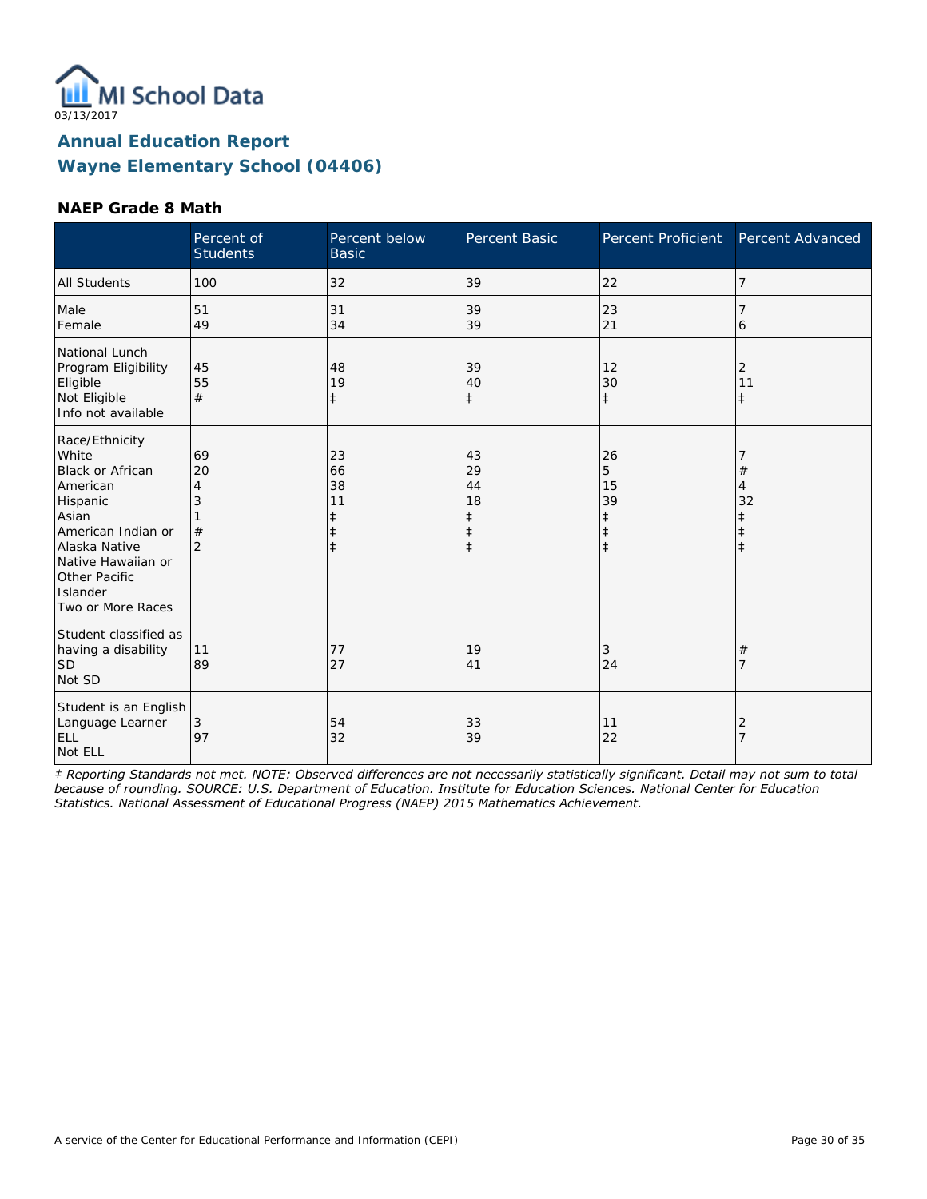03/13/2017

# Annual Education Report
## Wayne Elementary School (04406)

### NAEP Grade 8 Math

| | Percent of Students | Percent below Basic | Percent Basic | Percent Proficient | Percent Advanced |
|---|---|---|---|---|---|
| All Students | 100 | 32 | 39 | 22 | 7 |
| Male | 51 | 31 | 39 | 23 | 7 |
| Female | 49 | 34 | 39 | 21 | 6 |
| National Lunch Program Eligibility | | | | | |
| Eligible | 45 | 48 | 39 | 12 | 2 |
| Not Eligible | 55 | 19 | 40 | 30 | 11 |
| Info not available | # | ‡ | ‡ | ‡ | ‡ |
| Race/Ethnicity | | | | | |
| White | 69 | 23 | 43 | 26 | 7 |
| Black or African American | 20 | 66 | 29 | 5 | # |
| Hispanic | 4 | 38 | 44 | 15 | 4 |
| Asian | 3 | 11 | 18 | 39 | 32 |
| American Indian or Alaska Native | 1 | ‡ | ‡ | ‡ | ‡ |
| Native Hawaiian or Other Pacific Islander | # | ‡ | ‡ | ‡ | ‡ |
| Two or More Races | 2 | ‡ | ‡ | ‡ | ‡ |
| Student classified as having a disability | | | | | |
| SD | 11 | 77 | 19 | 3 | # |
| Not SD | 89 | 27 | 41 | 24 | 7 |
| Student is an English Language Learner | | | | | |
| ELL | 3 | 54 | 33 | 11 | 2 |
| Not ELL | 97 | 32 | 39 | 22 | 7 |

*‡ Reporting Standards not met. NOTE: Observed differences are not necessarily statistically significant. Detail may not sum to total because of rounding. SOURCE: U.S. Department of Education. Institute for Education Sciences. National Center for Education Statistics. National Assessment of Educational Progress (NAEP) 2015 Mathematics Achievement.*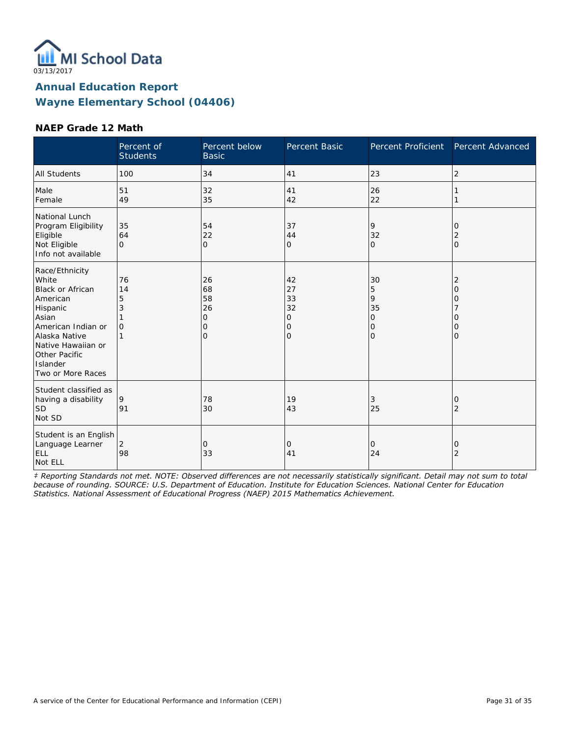03/13/2017

# Annual Education Report
## Wayne Elementary School (04406)

### NAEP Grade 12 Math

| | Percent of Students | Percent below Basic | Percent Basic | Percent Proficient | Percent Advanced |
|---|---|---|---|---|---|
| All Students | 100 | 34 | 41 | 23 | 2 |
| Male | 51 | 32 | 41 | 26 | 1 |
| Female | 49 | 35 | 42 | 22 | 1 |
| **National Lunch Program Eligibility** | | | | | |
| Eligible | 35 | 54 | 37 | 9 | 0 |
| Not Eligible | 64 | 22 | 44 | 32 | 2 |
| Info not available | 0 | 0 | 0 | 0 | 0 |
| **Race/Ethnicity** | | | | | |
| White | 76 | 26 | 42 | 30 | 2 |
| Black or African American | 14 | 68 | 27 | 5 | 0 |
| Hispanic | 5 | 58 | 33 | 9 | 0 |
| Asian | 3 | 26 | 32 | 35 | 7 |
| American Indian or Alaska Native | 1 | 0 | 0 | 0 | 0 |
| Native Hawaiian or Other Pacific Islander | 0 | 0 | 0 | 0 | 0 |
| Two or More Races | 1 | 0 | 0 | 0 | 0 |
| **Student classified as having a disability** | | | | | |
| SD | 9 | 78 | 19 | 3 | 0 |
| Not SD | 91 | 30 | 43 | 25 | 2 |
| **Student is an English Language Learner** | | | | | |
| ELL | 2 | 0 | 0 | 0 | 0 |
| Not ELL | 98 | 33 | 41 | 24 | 2 |

*‡ Reporting Standards not met. NOTE: Observed differences are not necessarily statistically significant. Detail may not sum to total because of rounding. SOURCE: U.S. Department of Education. Institute for Education Sciences. National Center for Education Statistics. National Assessment of Educational Progress (NAEP) 2015 Mathematics Achievement.*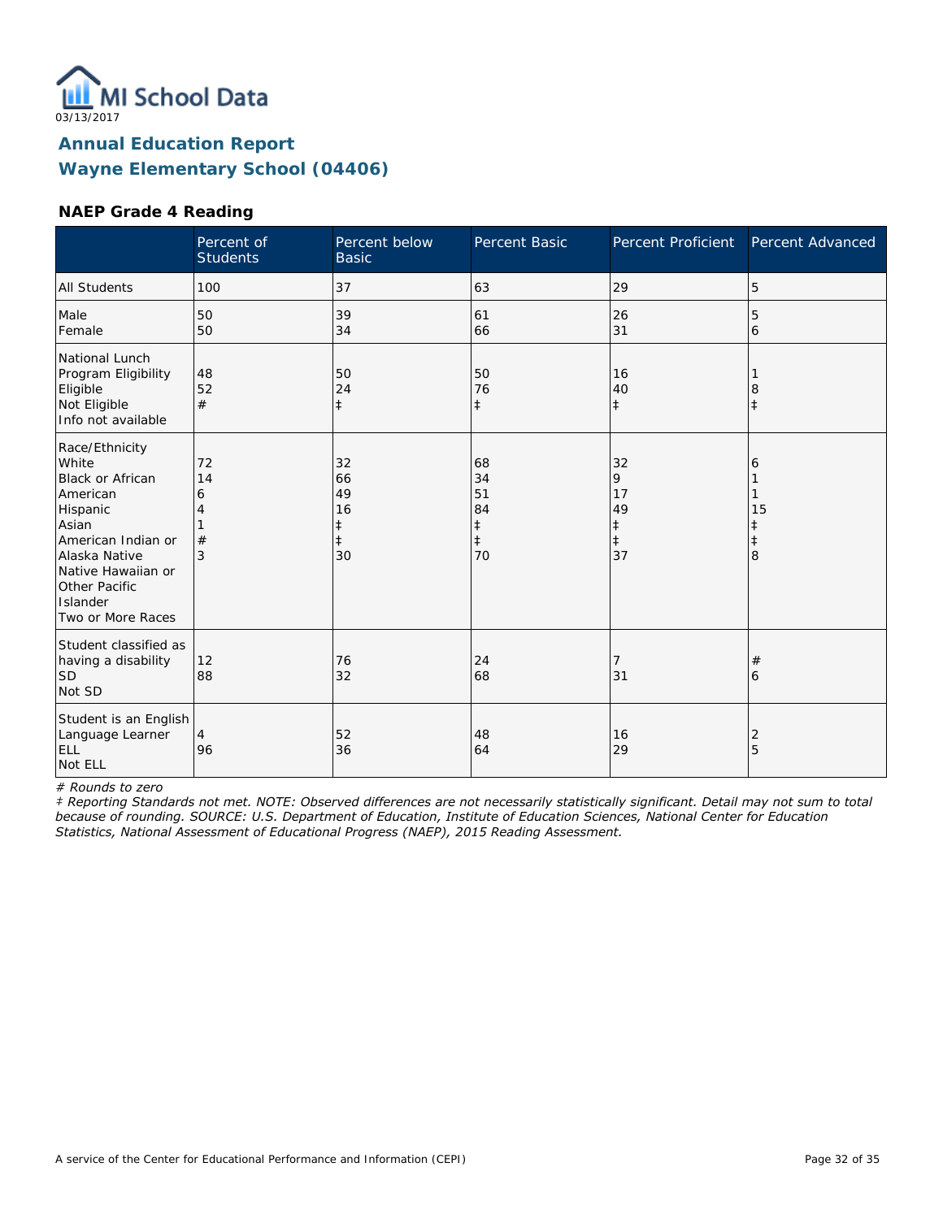03/13/2017

# Annual Education Report
## Wayne Elementary School (04406)

### NAEP Grade 4 Reading

| | Percent of Students | Percent below Basic | Percent Basic | Percent Proficient | Percent Advanced |
|---|---|---|---|---|---|
| All Students | 100 | 37 | 63 | 29 | 5 |
| Male | 50 | 39 | 61 | 26 | 5 |
| Female | 50 | 34 | 66 | 31 | 6 |
| National Lunch Program Eligibility | | | | | |
| Eligible | 48 | 50 | 50 | 16 | 1 |
| Not Eligible | 52 | 24 | 76 | 40 | 8 |
| Info not available | # | ‡ | ‡ | ‡ | ‡ |
| Race/Ethnicity | | | | | |
| White | 72 | 32 | 68 | 32 | 6 |
| Black or African American | 14 | 66 | 34 | 9 | 1 |
| Hispanic | 6 | 49 | 51 | 17 | 1 |
| Asian | 4 | 16 | 84 | 49 | 15 |
| American Indian or Alaska Native | 1 | ‡ | ‡ | ‡ | ‡ |
| Native Hawaiian or Other Pacific Islander | # | ‡ | ‡ | ‡ | ‡ |
| Two or More Races | 3 | 30 | 70 | 37 | 8 |
| Student classified as having a disability | | | | | |
| SD | 12 | 76 | 24 | 7 | # |
| Not SD | 88 | 32 | 68 | 31 | 6 |
| Student is an English Language Learner | | | | | |
| ELL | 4 | 52 | 48 | 16 | 2 |
| Not ELL | 96 | 36 | 64 | 29 | 5 |

*# Rounds to zero*

*‡ Reporting Standards not met. NOTE: Observed differences are not necessarily statistically significant. Detail may not sum to total because of rounding. SOURCE: U.S. Department of Education, Institute of Education Sciences, National Center for Education Statistics, National Assessment of Educational Progress (NAEP), 2015 Reading Assessment.*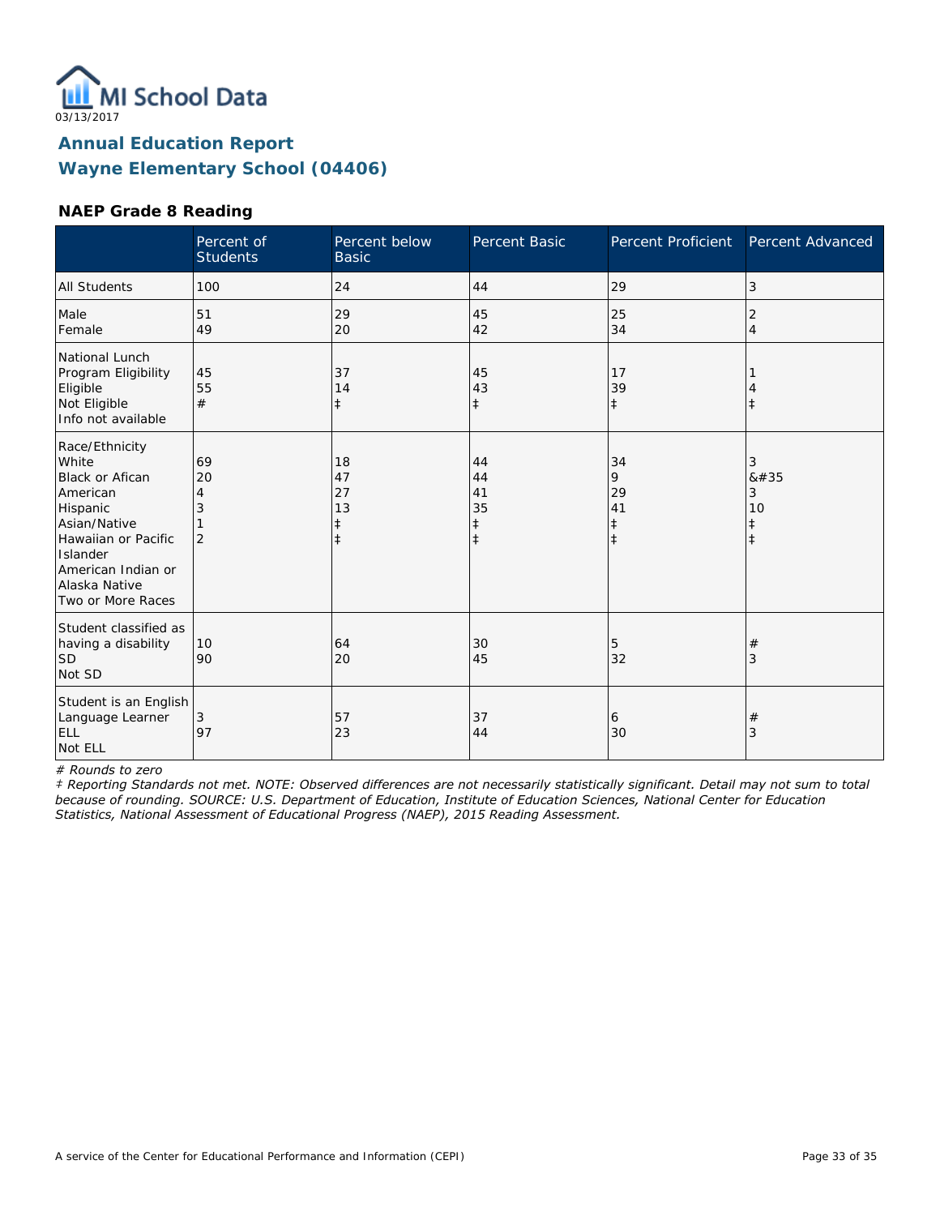03/13/2017

# Annual Education Report
# Wayne Elementary School (04406)

### NAEP Grade 8 Reading

| | Percent of Students | Percent below Basic | Percent Basic | Percent Proficient | Percent Advanced |
|---|---|---|---|---|---|
| All Students | 100 | 24 | 44 | 29 | 3 |
| Male | 51 | 29 | 45 | 25 | 2 |
| Female | 49 | 20 | 42 | 34 | 4 |
| National Lunch Program Eligibility | | | | | |
| Eligible | 45 | 37 | 45 | 17 | 1 |
| Not Eligible | 55 | 14 | 43 | 39 | 4 |
| Info not available | # | ‡ | ‡ | ‡ | ‡ |
| Race/Ethnicity | | | | | |
| White | 69 | 18 | 44 | 34 | 3 |
| Black or Afican American | 20 | 47 | 44 | 9 | &#35 |
| Hispanic | 4 | 27 | 41 | 29 | 3 |
| Asian/Native Hawaiian or Pacific Islander | 3 | 13 | 35 | 41 | 10 |
| American Indian or Alaska Native | 1 | ‡ | ‡ | ‡ | ‡ |
| Two or More Races | 2 | ‡ | ‡ | ‡ | ‡ |
| Student classified as having a disability | | | | | |
| SD | 10 | 64 | 30 | 5 | # |
| Not SD | 90 | 20 | 45 | 32 | 3 |
| Student is an English Language Learner | | | | | |
| ELL | 3 | 57 | 37 | 6 | # |
| Not ELL | 97 | 23 | 44 | 30 | 3 |

*# Rounds to zero*

*‡ Reporting Standards not met. NOTE: Observed differences are not necessarily statistically significant. Detail may not sum to total because of rounding. SOURCE: U.S. Department of Education, Institute of Education Sciences, National Center for Education Statistics, National Assessment of Educational Progress (NAEP), 2015 Reading Assessment.*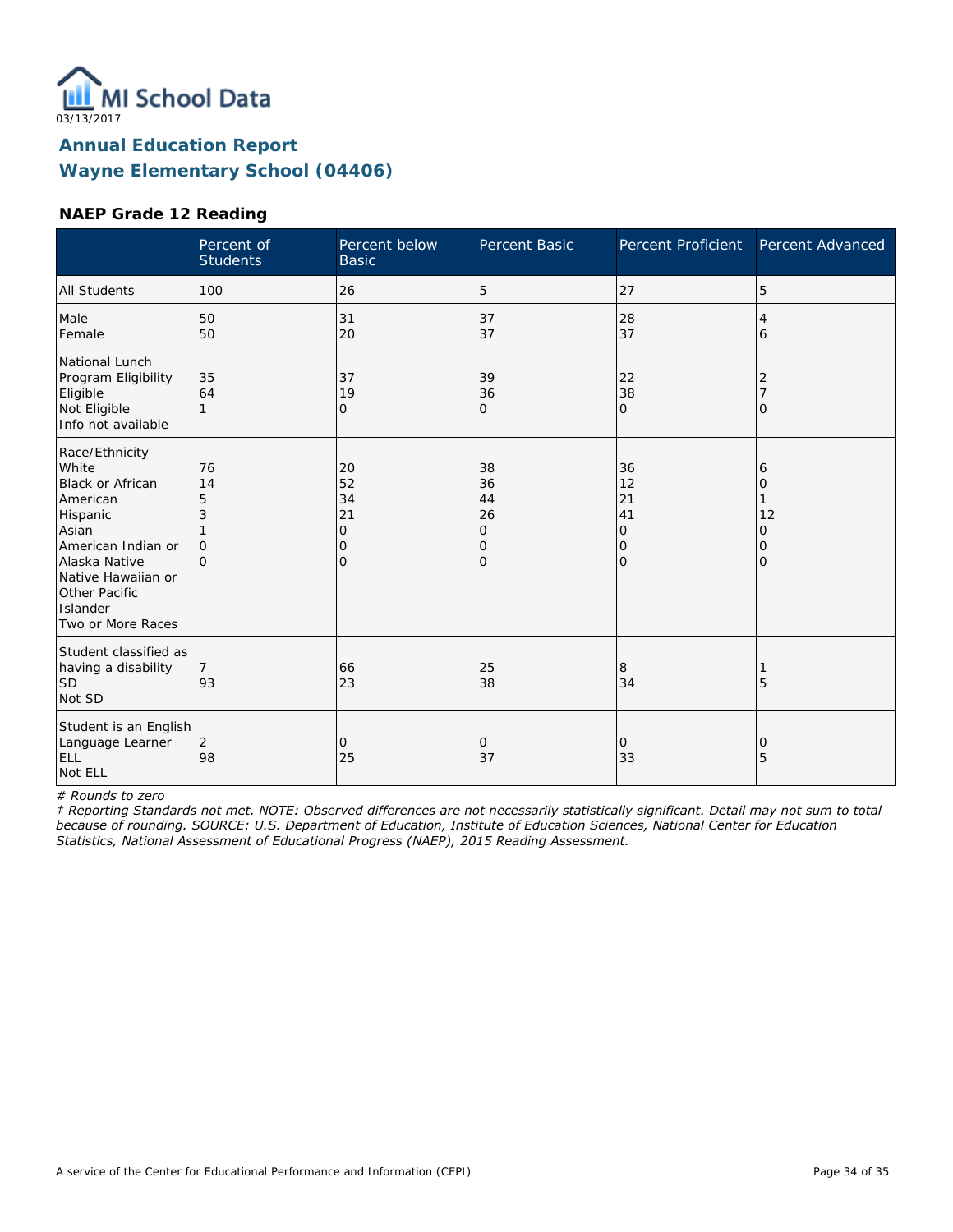03/13/2017

## Annual Education Report
## Wayne Elementary School (04406)

### NAEP Grade 12 Reading

| | Percent of Students | Percent below Basic | Percent Basic | Percent Proficient | Percent Advanced |
|---|---|---|---|---|---|
| All Students | 100 | 26 | 5 | 27 | 5 |
| Male | 50 | 31 | 37 | 28 | 4 |
| Female | 50 | 20 | 37 | 37 | 6 |
| National Lunch Program Eligibility | | | | | |
| Eligible | 35 | 37 | 39 | 22 | 2 |
| Not Eligible | 64 | 19 | 36 | 38 | 7 |
| Info not available | 1 | 0 | 0 | 0 | 0 |
| Race/Ethnicity | | | | | |
| White | 76 | 20 | 38 | 36 | 6 |
| Black or African American | 14 | 52 | 36 | 12 | 0 |
| Hispanic | 5 | 34 | 44 | 21 | 1 |
| Asian | 3 | 21 | 26 | 41 | 12 |
| American Indian or Alaska Native | 1 | 0 | 0 | 0 | 0 |
| Native Hawaiian or Other Pacific Islander | 0 | 0 | 0 | 0 | 0 |
| Two or More Races | 0 | 0 | 0 | 0 | 0 |
| Student classified as having a disability | | | | | |
| SD | 7 | 66 | 25 | 8 | 1 |
| Not SD | 93 | 23 | 38 | 34 | 5 |
| Student is an English Language Learner | | | | | |
| ELL | 2 | 0 | 0 | 0 | 0 |
| Not ELL | 98 | 25 | 37 | 33 | 5 |

*# Rounds to zero*

*‡ Reporting Standards not met. NOTE: Observed differences are not necessarily statistically significant. Detail may not sum to total because of rounding. SOURCE: U.S. Department of Education, Institute of Education Sciences, National Center for Education Statistics, National Assessment of Educational Progress (NAEP), 2015 Reading Assessment.*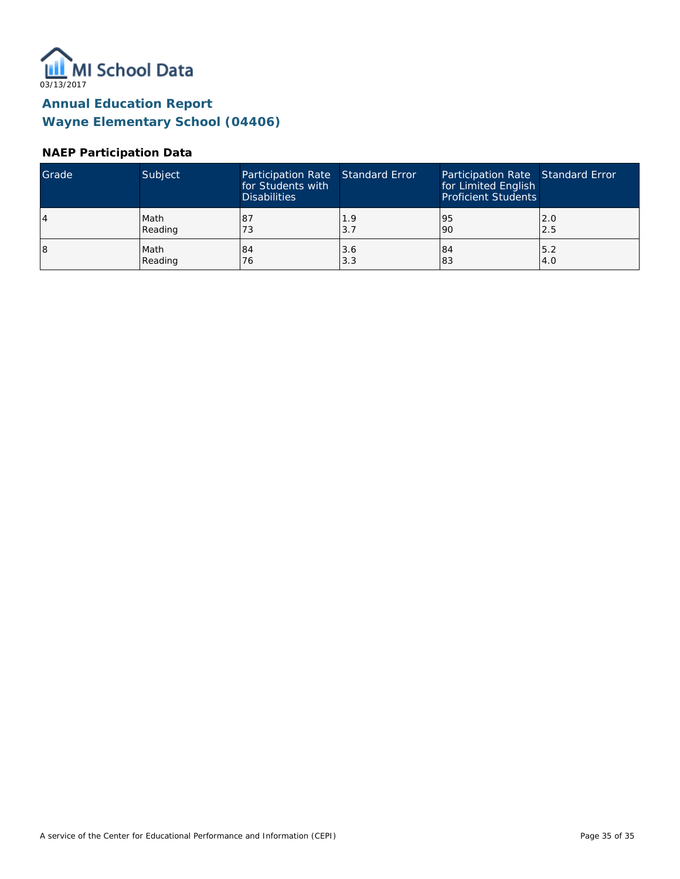MI School Data

03/13/2017

# Annual Education Report

# Wayne Elementary School (04406)

### NAEP Participation Data

| Grade | Subject | Participation Rate for Students with Disabilities | Standard Error | Participation Rate for Limited English Proficient Students | Standard Error |
| --- | --- | --- | --- | --- | --- |
| 4 | Math<br>Reading | 87<br>73 | 1.9<br>3.7 | 95<br>90 | 2.0<br>2.5 |
| 8 | Math<br>Reading | 84<br>76 | 3.6<br>3.3 | 84<br>83 | 5.2<br>4.0 |

A service of the Center for Educational Performance and Information (CEPI)